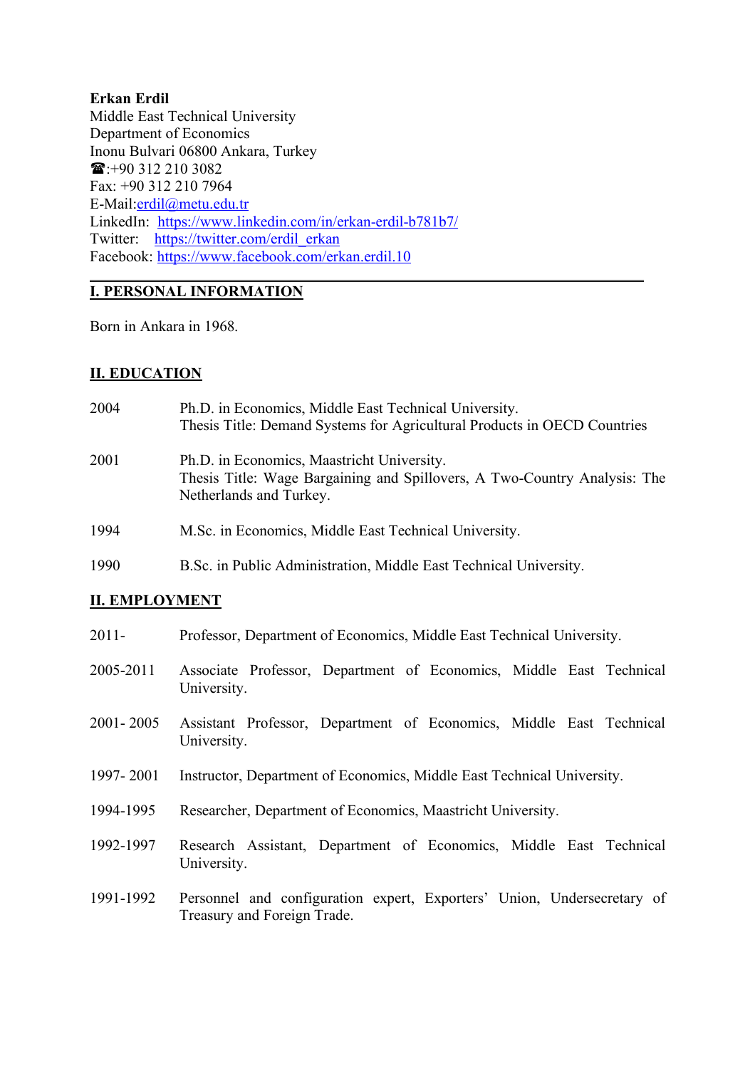**Erkan Erdil**
Middle East Technical University
Department of Economics
Inonu Bulvari 06800 Ankara, Turkey
☎:+90 312 210 3082
Fax: +90 312 210 7964
E-Mail:erdil@metu.edu.tr
LinkedIn: https://www.linkedin.com/in/erkan-erdil-b781b7/
Twitter: https://twitter.com/erdil_erkan
Facebook: https://www.facebook.com/erkan.erdil.10

---

## I. PERSONAL INFORMATION

Born in Ankara in 1968.

## II. EDUCATION

| | |
|---|---|
| 2004 | Ph.D. in Economics, Middle East Technical University.<br>Thesis Title: Demand Systems for Agricultural Products in OECD Countries |
| 2001 | Ph.D. in Economics, Maastricht University.<br>Thesis Title: Wage Bargaining and Spillovers, A Two-Country Analysis: The Netherlands and Turkey. |
| 1994 | M.Sc. in Economics, Middle East Technical University. |
| 1990 | B.Sc. in Public Administration, Middle East Technical University. |

## II. EMPLOYMENT

| | |
|---|---|
| 2011- | Professor, Department of Economics, Middle East Technical University. |
| 2005-2011 | Associate Professor, Department of Economics, Middle East Technical University. |
| 2001- 2005 | Assistant Professor, Department of Economics, Middle East Technical University. |
| 1997- 2001 | Instructor, Department of Economics, Middle East Technical University. |
| 1994-1995 | Researcher, Department of Economics, Maastricht University. |
| 1992-1997 | Research Assistant, Department of Economics, Middle East Technical University. |
| 1991-1992 | Personnel and configuration expert, Exporters' Union, Undersecretary of Treasury and Foreign Trade. |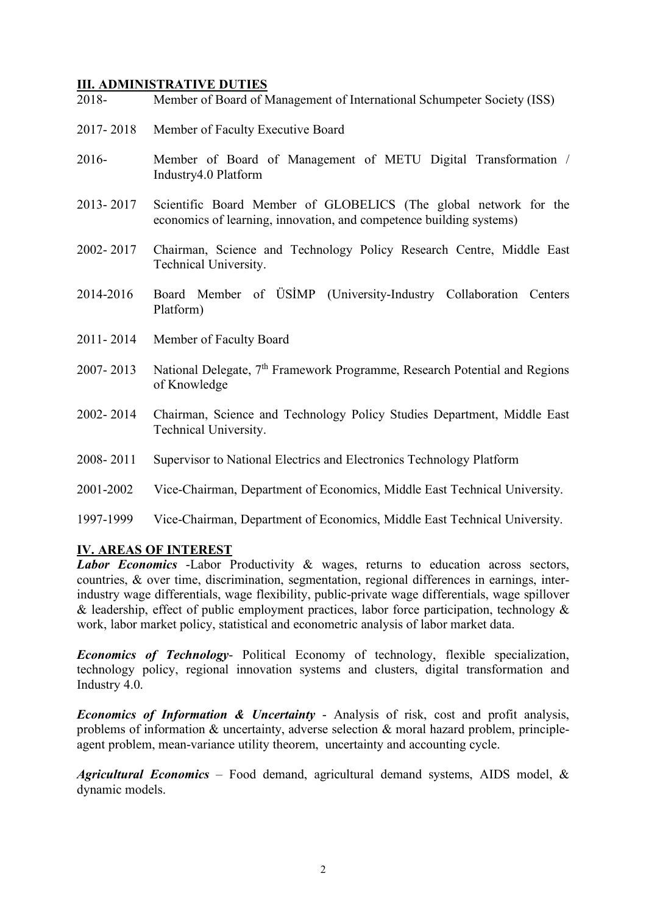## III. ADMINISTRATIVE DUTIES

| | |
|---|---|
| 2018- | Member of Board of Management of International Schumpeter Society (ISS) |
| 2017- 2018 | Member of Faculty Executive Board |
| 2016- | Member of Board of Management of METU Digital Transformation / Industry4.0 Platform |
| 2013- 2017 | Scientific Board Member of GLOBELICS (The global network for the economics of learning, innovation, and competence building systems) |
| 2002- 2017 | Chairman, Science and Technology Policy Research Centre, Middle East Technical University. |
| 2014-2016 | Board Member of ÜSİMP (University-Industry Collaboration Centers Platform) |
| 2011- 2014 | Member of Faculty Board |
| 2007- 2013 | National Delegate, 7th Framework Programme, Research Potential and Regions of Knowledge |
| 2002- 2014 | Chairman, Science and Technology Policy Studies Department, Middle East Technical University. |
| 2008- 2011 | Supervisor to National Electrics and Electronics Technology Platform |
| 2001-2002 | Vice-Chairman, Department of Economics, Middle East Technical University. |
| 1997-1999 | Vice-Chairman, Department of Economics, Middle East Technical University. |

## IV. AREAS OF INTEREST

***Labor Economics*** -Labor Productivity & wages, returns to education across sectors, countries, & over time, discrimination, segmentation, regional differences in earnings, inter-industry wage differentials, wage flexibility, public-private wage differentials, wage spillover & leadership, effect of public employment practices, labor force participation, technology & work, labor market policy, statistical and econometric analysis of labor market data.

***Economics of Technology***- Political Economy of technology, flexible specialization, technology policy, regional innovation systems and clusters, digital transformation and Industry 4.0.

***Economics of Information & Uncertainty*** - Analysis of risk, cost and profit analysis, problems of information & uncertainty, adverse selection & moral hazard problem, principle-agent problem, mean-variance utility theorem, uncertainty and accounting cycle.

***Agricultural Economics*** – Food demand, agricultural demand systems, AIDS model, & dynamic models.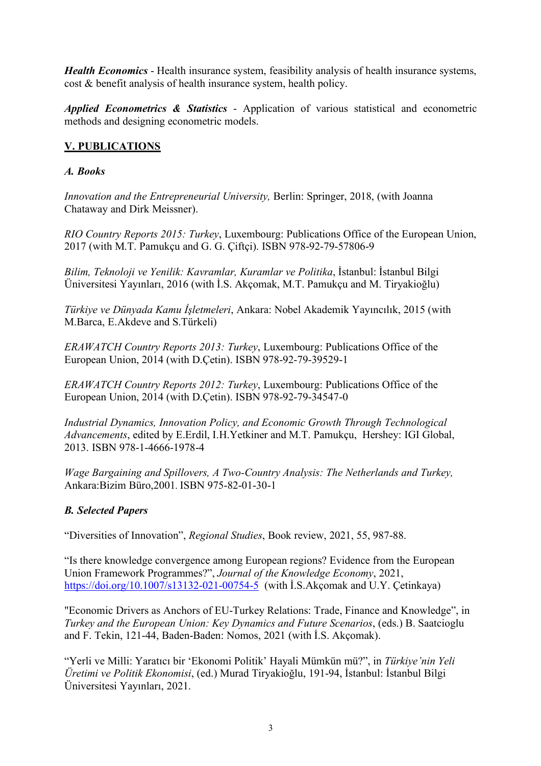***Health Economics*** - Health insurance system, feasibility analysis of health insurance systems, cost & benefit analysis of health insurance system, health policy.

***Applied Econometrics & Statistics*** - Application of various statistical and econometric methods and designing econometric models.

## V. PUBLICATIONS

### *A. Books*

*Innovation and the Entrepreneurial University,* Berlin: Springer, 2018, (with Joanna Chataway and Dirk Meissner).

*RIO Country Reports 2015: Turkey*, Luxembourg: Publications Office of the European Union, 2017 (with M.T. Pamukçu and G. G. Çiftçi). ISBN 978-92-79-57806-9

*Bilim, Teknoloji ve Yenilik: Kavramlar, Kuramlar ve Politika*, İstanbul: İstanbul Bilgi Üniversitesi Yayınları, 2016 (with İ.S. Akçomak, M.T. Pamukçu and M. Tiryakioğlu)

*Türkiye ve Dünyada Kamu İşletmeleri*, Ankara: Nobel Akademik Yayıncılık, 2015 (with M.Barca, E.Akdeve and S.Türkeli)

*ERAWATCH Country Reports 2013: Turkey*, Luxembourg: Publications Office of the European Union, 2014 (with D.Çetin). ISBN 978-92-79-39529-1

*ERAWATCH Country Reports 2012: Turkey*, Luxembourg: Publications Office of the European Union, 2014 (with D.Çetin). ISBN 978-92-79-34547-0

*Industrial Dynamics, Innovation Policy, and Economic Growth Through Technological Advancements*, edited by E.Erdil, I.H.Yetkiner and M.T. Pamukçu, Hershey: IGI Global, 2013. ISBN 978-1-4666-1978-4

*Wage Bargaining and Spillovers, A Two-Country Analysis: The Netherlands and Turkey,* Ankara:Bizim Büro,2001. ISBN 975-82-01-30-1

### *B. Selected Papers*

"Diversities of Innovation", *Regional Studies*, Book review, 2021, 55, 987-88.

"Is there knowledge convergence among European regions? Evidence from the European Union Framework Programmes?", *Journal of the Knowledge Economy*, 2021, https://doi.org/10.1007/s13132-021-00754-5 (with İ.S.Akçomak and U.Y. Çetinkaya)

"Economic Drivers as Anchors of EU-Turkey Relations: Trade, Finance and Knowledge", in *Turkey and the European Union: Key Dynamics and Future Scenarios*, (eds.) B. Saatcioglu and F. Tekin, 121-44, Baden-Baden: Nomos, 2021 (with İ.S. Akçomak).

"Yerli ve Milli: Yaratıcı bir 'Ekonomi Politik' Hayali Mümkün mü?", in *Türkiye'nin Yeli Üretimi ve Politik Ekonomisi*, (ed.) Murad Tiryakioğlu, 191-94, İstanbul: İstanbul Bilgi Üniversitesi Yayınları, 2021.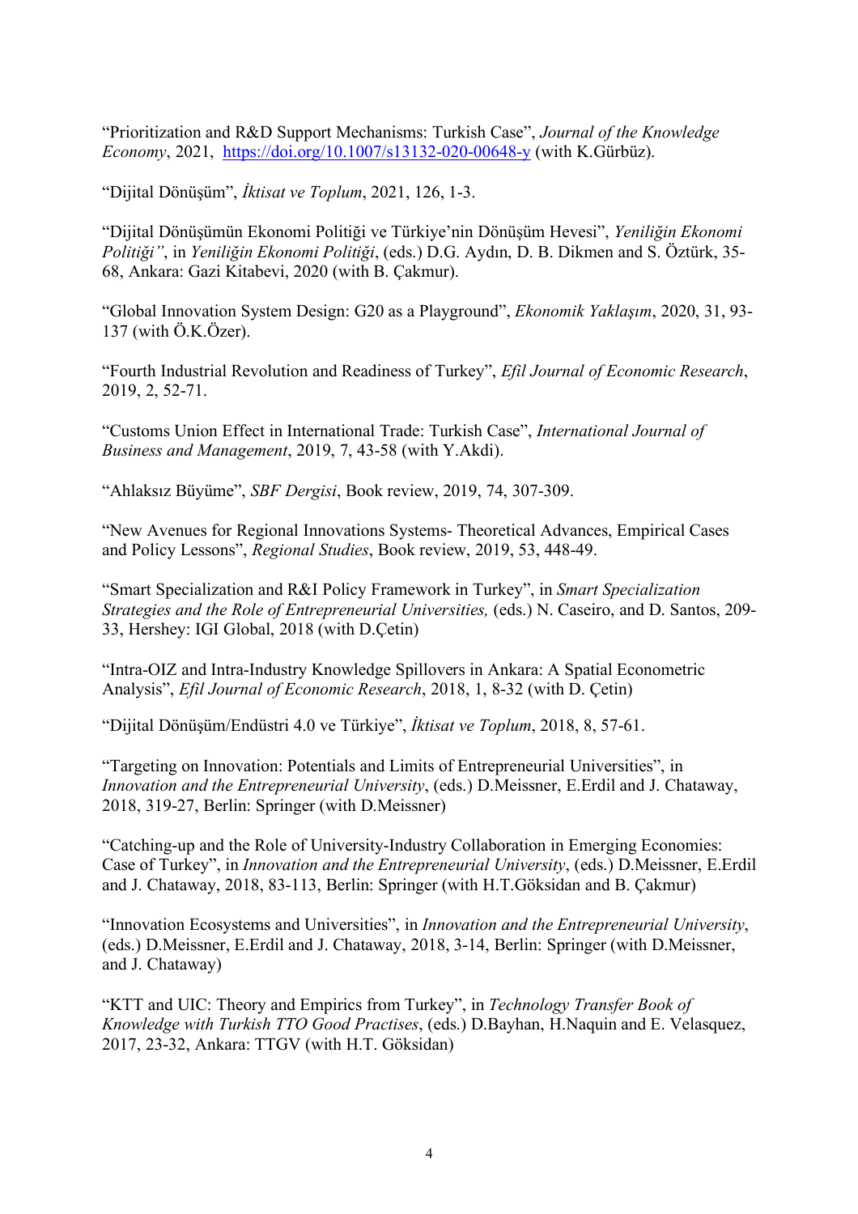"Prioritization and R&D Support Mechanisms: Turkish Case", *Journal of the Knowledge Economy*, 2021, https://doi.org/10.1007/s13132-020-00648-y (with K.Gürbüz).

"Dijital Dönüşüm", *İktisat ve Toplum*, 2021, 126, 1-3.

"Dijital Dönüşümün Ekonomi Politiği ve Türkiye'nin Dönüşüm Hevesi", *Yeniliğin Ekonomi Politiği"*, in *Yeniliğin Ekonomi Politiği*, (eds.) D.G. Aydın, D. B. Dikmen and S. Öztürk, 35-68, Ankara: Gazi Kitabevi, 2020 (with B. Çakmur).

"Global Innovation System Design: G20 as a Playground", *Ekonomik Yaklaşım*, 2020, 31, 93-137 (with Ö.K.Özer).

"Fourth Industrial Revolution and Readiness of Turkey", *Efil Journal of Economic Research*, 2019, 2, 52-71.

"Customs Union Effect in International Trade: Turkish Case", *International Journal of Business and Management*, 2019, 7, 43-58 (with Y.Akdi).

"Ahlaksız Büyüme", *SBF Dergisi*, Book review, 2019, 74, 307-309.

"New Avenues for Regional Innovations Systems- Theoretical Advances, Empirical Cases and Policy Lessons", *Regional Studies*, Book review, 2019, 53, 448-49.

"Smart Specialization and R&I Policy Framework in Turkey", in *Smart Specialization Strategies and the Role of Entrepreneurial Universities,* (eds.) N. Caseiro, and D. Santos, 209-33, Hershey: IGI Global, 2018 (with D.Çetin)

"Intra-OIZ and Intra-Industry Knowledge Spillovers in Ankara: A Spatial Econometric Analysis", *Efil Journal of Economic Research*, 2018, 1, 8-32 (with D. Çetin)

"Dijital Dönüşüm/Endüstri 4.0 ve Türkiye", *İktisat ve Toplum*, 2018, 8, 57-61.

"Targeting on Innovation: Potentials and Limits of Entrepreneurial Universities", in *Innovation and the Entrepreneurial University*, (eds.) D.Meissner, E.Erdil and J. Chataway, 2018, 319-27, Berlin: Springer (with D.Meissner)

"Catching-up and the Role of University-Industry Collaboration in Emerging Economies: Case of Turkey", in *Innovation and the Entrepreneurial University*, (eds.) D.Meissner, E.Erdil and J. Chataway, 2018, 83-113, Berlin: Springer (with H.T.Göksidan and B. Çakmur)

"Innovation Ecosystems and Universities", in *Innovation and the Entrepreneurial University*, (eds.) D.Meissner, E.Erdil and J. Chataway, 2018, 3-14, Berlin: Springer (with D.Meissner, and J. Chataway)

"KTT and UIC: Theory and Empirics from Turkey", in *Technology Transfer Book of Knowledge with Turkish TTO Good Practises*, (eds.) D.Bayhan, H.Naquin and E. Velasquez, 2017, 23-32, Ankara: TTGV (with H.T. Göksidan)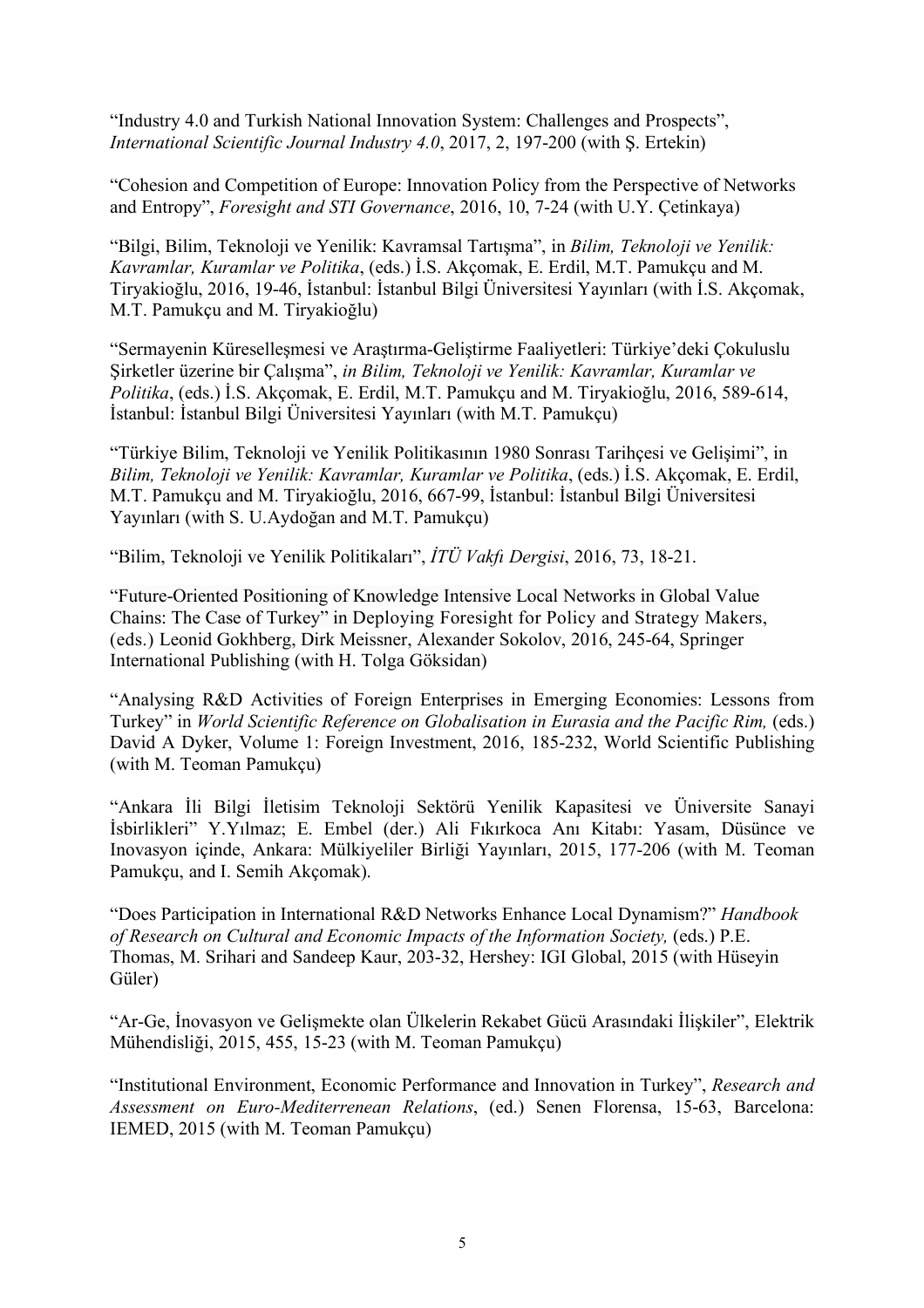"Industry 4.0 and Turkish National Innovation System: Challenges and Prospects", *International Scientific Journal Industry 4.0*, 2017, 2, 197-200 (with Ş. Ertekin)

"Cohesion and Competition of Europe: Innovation Policy from the Perspective of Networks and Entropy", *Foresight and STI Governance*, 2016, 10, 7-24 (with U.Y. Çetinkaya)

"Bilgi, Bilim, Teknoloji ve Yenilik: Kavramsal Tartışma", in *Bilim, Teknoloji ve Yenilik: Kavramlar, Kuramlar ve Politika*, (eds.) İ.S. Akçomak, E. Erdil, M.T. Pamukçu and M. Tiryakioğlu, 2016, 19-46, İstanbul: İstanbul Bilgi Üniversitesi Yayınları (with İ.S. Akçomak, M.T. Pamukçu and M. Tiryakioğlu)

"Sermayenin Küreselleşmesi ve Araştırma-Geliştirme Faaliyetleri: Türkiye'deki Çokuluslu Şirketler üzerine bir Çalışma", *in Bilim, Teknoloji ve Yenilik: Kavramlar, Kuramlar ve Politika*, (eds.) İ.S. Akçomak, E. Erdil, M.T. Pamukçu and M. Tiryakioğlu, 2016, 589-614, İstanbul: İstanbul Bilgi Üniversitesi Yayınları (with M.T. Pamukçu)

"Türkiye Bilim, Teknoloji ve Yenilik Politikasının 1980 Sonrası Tarihçesi ve Gelişimi", in *Bilim, Teknoloji ve Yenilik: Kavramlar, Kuramlar ve Politika*, (eds.) İ.S. Akçomak, E. Erdil, M.T. Pamukçu and M. Tiryakioğlu, 2016, 667-99, İstanbul: İstanbul Bilgi Üniversitesi Yayınları (with S. U.Aydoğan and M.T. Pamukçu)

"Bilim, Teknoloji ve Yenilik Politikaları", *İTÜ Vakfı Dergisi*, 2016, 73, 18-21.

"Future-Oriented Positioning of Knowledge Intensive Local Networks in Global Value Chains: The Case of Turkey" in Deploying Foresight for Policy and Strategy Makers, (eds.) Leonid Gokhberg, Dirk Meissner, Alexander Sokolov, 2016, 245-64, Springer International Publishing (with H. Tolga Göksidan)

"Analysing R&D Activities of Foreign Enterprises in Emerging Economies: Lessons from Turkey" in *World Scientific Reference on Globalisation in Eurasia and the Pacific Rim,* (eds.) David A Dyker, Volume 1: Foreign Investment, 2016, 185-232, World Scientific Publishing (with M. Teoman Pamukçu)

"Ankara İli Bilgi İletisim Teknoloji Sektörü Yenilik Kapasitesi ve Üniversite Sanayi İsbirlikleri" Y.Yılmaz; E. Embel (der.) Ali Fıkırkoca Anı Kitabı: Yasam, Düsünce ve Inovasyon içinde, Ankara: Mülkiyeliler Birliği Yayınları, 2015, 177-206 (with M. Teoman Pamukçu, and I. Semih Akçomak).

"Does Participation in International R&D Networks Enhance Local Dynamism?" *Handbook of Research on Cultural and Economic Impacts of the Information Society,* (eds.) P.E. Thomas, M. Srihari and Sandeep Kaur, 203-32, Hershey: IGI Global, 2015 (with Hüseyin Güler)

"Ar-Ge, İnovasyon ve Gelişmekte olan Ülkelerin Rekabet Gücü Arasındaki İlişkiler", Elektrik Mühendisliği, 2015, 455, 15-23 (with M. Teoman Pamukçu)

"Institutional Environment, Economic Performance and Innovation in Turkey", *Research and Assessment on Euro-Mediterrenean Relations*, (ed.) Senen Florensa, 15-63, Barcelona: IEMED, 2015 (with M. Teoman Pamukçu)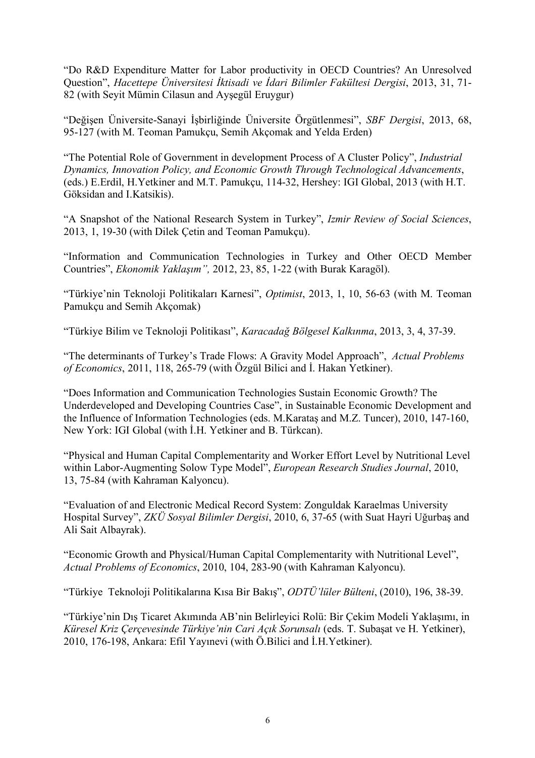"Do R&D Expenditure Matter for Labor productivity in OECD Countries? An Unresolved Question", *Hacettepe Üniversitesi İktisadi ve İdari Bilimler Fakültesi Dergisi*, 2013, 31, 71-82 (with Seyit Mümin Cilasun and Ayşegül Eruygur)

"Değişen Üniversite-Sanayi İşbirliğinde Üniversite Örgütlenmesi", *SBF Dergisi*, 2013, 68, 95-127 (with M. Teoman Pamukçu, Semih Akçomak and Yelda Erden)

"The Potential Role of Government in development Process of A Cluster Policy", *Industrial Dynamics, Innovation Policy, and Economic Growth Through Technological Advancements*, (eds.) E.Erdil, H.Yetkiner and M.T. Pamukçu, 114-32, Hershey: IGI Global, 2013 (with H.T. Göksidan and I.Katsikis).

"A Snapshot of the National Research System in Turkey", *Izmir Review of Social Sciences*, 2013, 1, 19-30 (with Dilek Çetin and Teoman Pamukçu).

"Information and Communication Technologies in Turkey and Other OECD Member Countries", *Ekonomik Yaklaşım",* 2012, 23, 85, 1-22 (with Burak Karagöl).

"Türkiye'nin Teknoloji Politikaları Karnesi", *Optimist*, 2013, 1, 10, 56-63 (with M. Teoman Pamukçu and Semih Akçomak)

"Türkiye Bilim ve Teknoloji Politikası", *Karacadağ Bölgesel Kalkınma*, 2013, 3, 4, 37-39.

"The determinants of Turkey's Trade Flows: A Gravity Model Approach", *Actual Problems of Economics*, 2011, 118, 265-79 (with Özgül Bilici and İ. Hakan Yetkiner).

"Does Information and Communication Technologies Sustain Economic Growth? The Underdeveloped and Developing Countries Case", in Sustainable Economic Development and the Influence of Information Technologies (eds. M.Karataş and M.Z. Tuncer), 2010, 147-160, New York: IGI Global (with İ.H. Yetkiner and B. Türkcan).

"Physical and Human Capital Complementarity and Worker Effort Level by Nutritional Level within Labor-Augmenting Solow Type Model", *European Research Studies Journal*, 2010, 13, 75-84 (with Kahraman Kalyoncu).

"Evaluation of and Electronic Medical Record System: Zonguldak Karaelmas University Hospital Survey", *ZKÜ Sosyal Bilimler Dergisi*, 2010, 6, 37-65 (with Suat Hayri Uğurbaş and Ali Sait Albayrak).

"Economic Growth and Physical/Human Capital Complementarity with Nutritional Level", *Actual Problems of Economics*, 2010, 104, 283-90 (with Kahraman Kalyoncu).

"Türkiye Teknoloji Politikalarına Kısa Bir Bakış", *ODTÜ'lüler Bülteni*, (2010), 196, 38-39.

"Türkiye'nin Dış Ticaret Akımında AB'nin Belirleyici Rolü: Bir Çekim Modeli Yaklaşımı, in *Küresel Kriz Çerçevesinde Türkiye'nin Cari Açık Sorunsalı* (eds. T. Subaşat ve H. Yetkiner), 2010, 176-198, Ankara: Efil Yayınevi (with Ö.Bilici and İ.H.Yetkiner).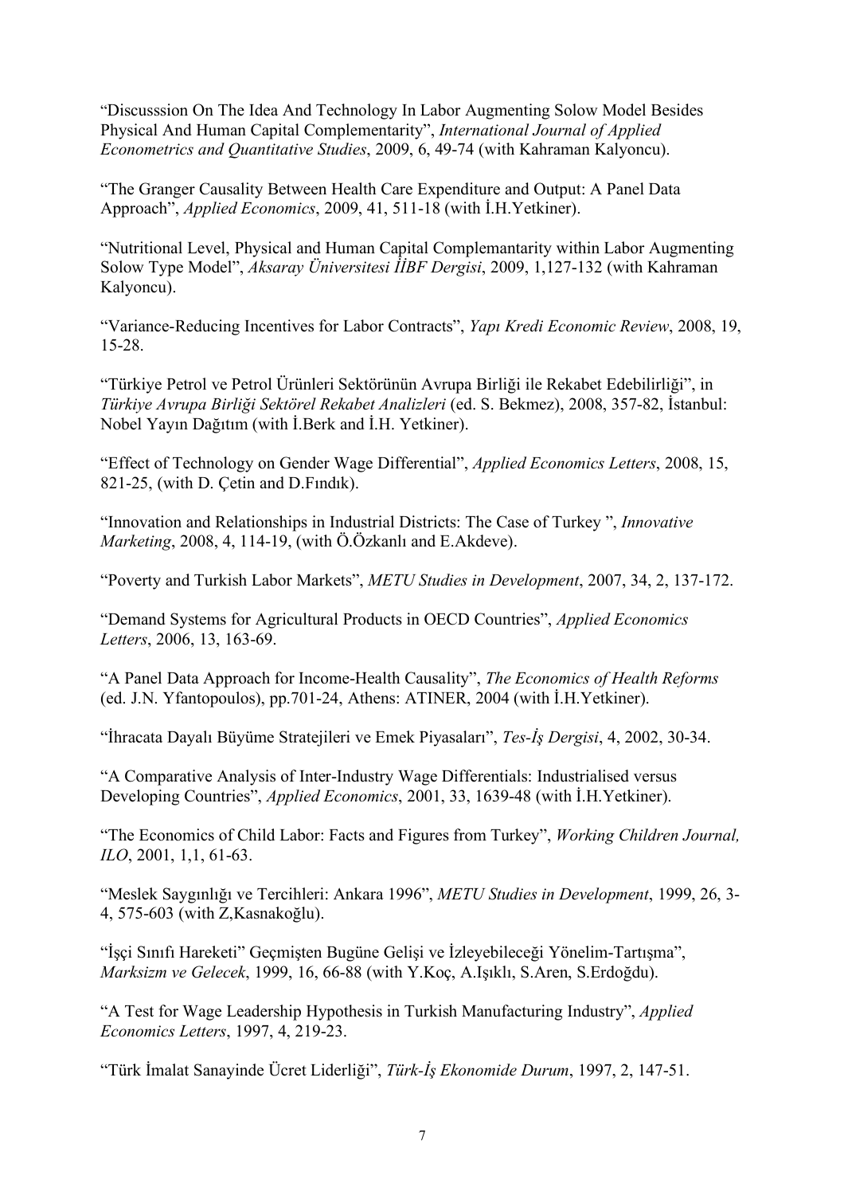"Discusssion On The Idea And Technology In Labor Augmenting Solow Model Besides Physical And Human Capital Complementarity", *International Journal of Applied Econometrics and Quantitative Studies*, 2009, 6, 49-74 (with Kahraman Kalyoncu).

"The Granger Causality Between Health Care Expenditure and Output: A Panel Data Approach", *Applied Economics*, 2009, 41, 511-18 (with İ.H.Yetkiner).

"Nutritional Level, Physical and Human Capital Complemantarity within Labor Augmenting Solow Type Model", *Aksaray Üniversitesi İİBF Dergisi*, 2009, 1,127-132 (with Kahraman Kalyoncu).

"Variance-Reducing Incentives for Labor Contracts", *Yapı Kredi Economic Review*, 2008, 19, 15-28.

"Türkiye Petrol ve Petrol Ürünleri Sektörünün Avrupa Birliği ile Rekabet Edebilirliği", in *Türkiye Avrupa Birliği Sektörel Rekabet Analizleri* (ed. S. Bekmez), 2008, 357-82, İstanbul: Nobel Yayın Dağıtım (with İ.Berk and İ.H. Yetkiner).

"Effect of Technology on Gender Wage Differential", *Applied Economics Letters*, 2008, 15, 821-25, (with D. Çetin and D.Fındık).

"Innovation and Relationships in Industrial Districts: The Case of Turkey ", *Innovative Marketing*, 2008, 4, 114-19, (with Ö.Özkanlı and E.Akdeve).

"Poverty and Turkish Labor Markets", *METU Studies in Development*, 2007, 34, 2, 137-172.

"Demand Systems for Agricultural Products in OECD Countries", *Applied Economics Letters*, 2006, 13, 163-69.

"A Panel Data Approach for Income-Health Causality", *The Economics of Health Reforms* (ed. J.N. Yfantopoulos), pp.701-24, Athens: ATINER, 2004 (with İ.H.Yetkiner).

"İhracata Dayalı Büyüme Stratejileri ve Emek Piyasaları", *Tes-İş Dergisi*, 4, 2002, 30-34.

"A Comparative Analysis of Inter-Industry Wage Differentials: Industrialised versus Developing Countries", *Applied Economics*, 2001, 33, 1639-48 (with İ.H.Yetkiner).

"The Economics of Child Labor: Facts and Figures from Turkey", *Working Children Journal, ILO*, 2001, 1,1, 61-63.

"Meslek Saygınlığı ve Tercihleri: Ankara 1996", *METU Studies in Development*, 1999, 26, 3-4, 575-603 (with Z,Kasnakoğlu).

"İşçi Sınıfı Hareketi" Geçmişten Bugüne Gelişi ve İzleyebileceği Yönelim-Tartışma", *Marksizm ve Gelecek*, 1999, 16, 66-88 (with Y.Koç, A.Işıklı, S.Aren, S.Erdoğdu).

"A Test for Wage Leadership Hypothesis in Turkish Manufacturing Industry", *Applied Economics Letters*, 1997, 4, 219-23.

"Türk İmalat Sanayinde Ücret Liderliği", *Türk-İş Ekonomide Durum*, 1997, 2, 147-51.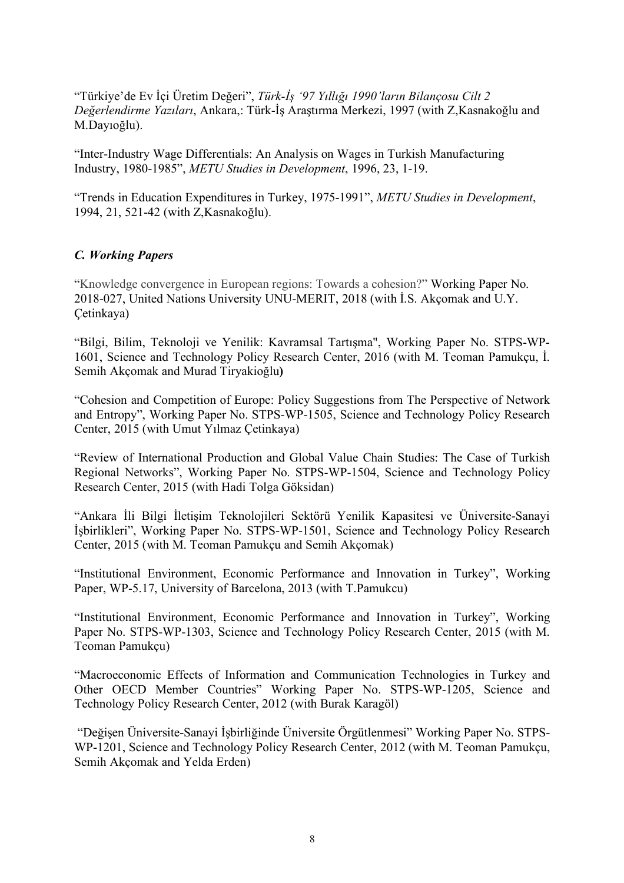"Türkiye'de Ev İçi Üretim Değeri", *Türk-İş '97 Yıllığı 1990'ların Bilançosu Cilt 2 Değerlendirme Yazıları*, Ankara,: Türk-İş Araştırma Merkezi, 1997 (with Z,Kasnakoğlu and M.Dayıoğlu).

"Inter-Industry Wage Differentials: An Analysis on Wages in Turkish Manufacturing Industry, 1980-1985", *METU Studies in Development*, 1996, 23, 1-19.

"Trends in Education Expenditures in Turkey, 1975-1991", *METU Studies in Development*, 1994, 21, 521-42 (with Z,Kasnakoğlu).

### *C. Working Papers*

"Knowledge convergence in European regions: Towards a cohesion?" Working Paper No. 2018-027, United Nations University UNU-MERIT, 2018 (with İ.S. Akçomak and U.Y. Çetinkaya)

"Bilgi, Bilim, Teknoloji ve Yenilik: Kavramsal Tartışma", Working Paper No. STPS-WP-1601, Science and Technology Policy Research Center, 2016 (with M. Teoman Pamukçu, İ. Semih Akçomak and Murad Tiryakioğlu**)**

"Cohesion and Competition of Europe: Policy Suggestions from The Perspective of Network and Entropy", Working Paper No. STPS-WP-1505, Science and Technology Policy Research Center, 2015 (with Umut Yılmaz Çetinkaya)

"Review of International Production and Global Value Chain Studies: The Case of Turkish Regional Networks", Working Paper No. STPS-WP-1504, Science and Technology Policy Research Center, 2015 (with Hadi Tolga Göksidan)

"Ankara İli Bilgi İletişim Teknolojileri Sektörü Yenilik Kapasitesi ve Üniversite-Sanayi İşbirlikleri", Working Paper No. STPS-WP-1501, Science and Technology Policy Research Center, 2015 (with M. Teoman Pamukçu and Semih Akçomak)

"Institutional Environment, Economic Performance and Innovation in Turkey", Working Paper, WP-5.17, University of Barcelona, 2013 (with T.Pamukcu)

"Institutional Environment, Economic Performance and Innovation in Turkey", Working Paper No. STPS-WP-1303, Science and Technology Policy Research Center, 2015 (with M. Teoman Pamukçu)

"Macroeconomic Effects of Information and Communication Technologies in Turkey and Other OECD Member Countries" Working Paper No. STPS-WP-1205, Science and Technology Policy Research Center, 2012 (with Burak Karagöl)

"Değişen Üniversite-Sanayi İşbirliğinde Üniversite Örgütlenmesi" Working Paper No. STPS-WP-1201, Science and Technology Policy Research Center, 2012 (with M. Teoman Pamukçu, Semih Akçomak and Yelda Erden)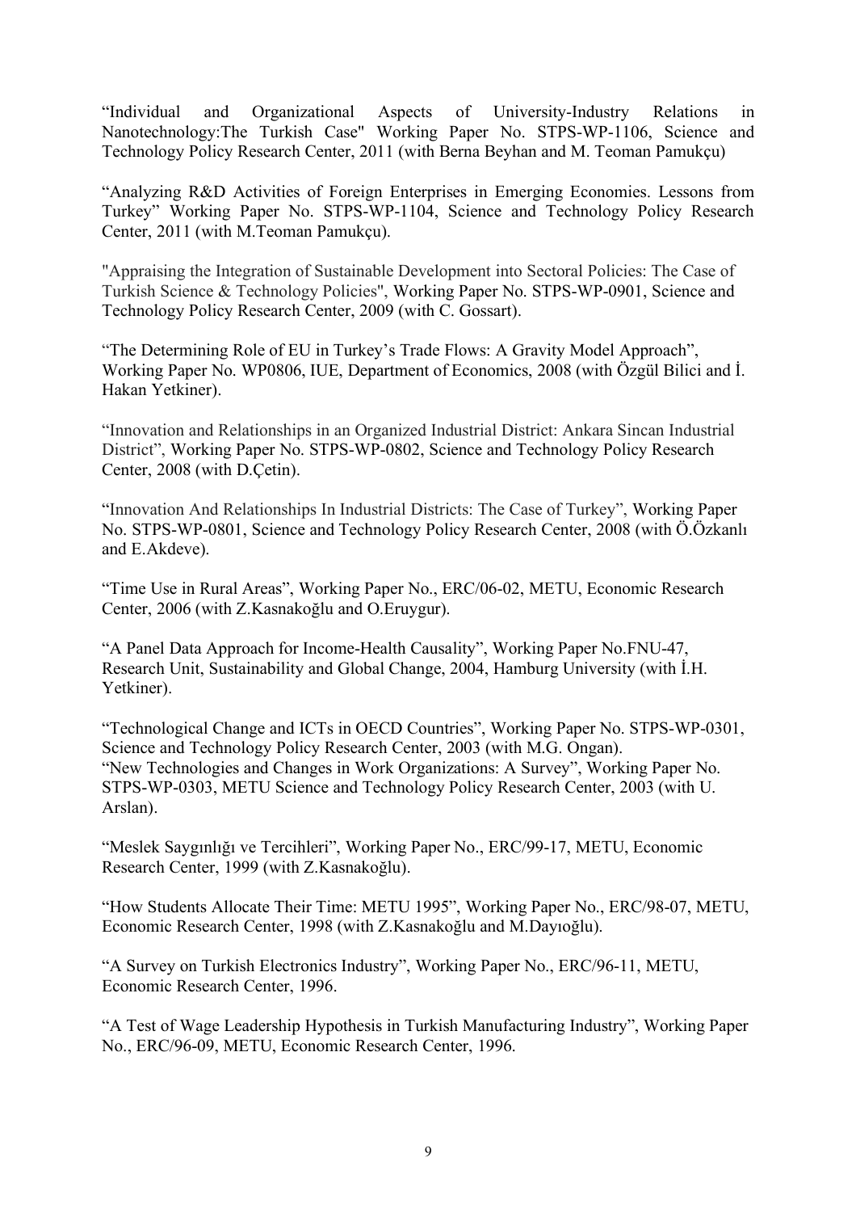"Individual and Organizational Aspects of University-Industry Relations in Nanotechnology:The Turkish Case" Working Paper No. STPS-WP-1106, Science and Technology Policy Research Center, 2011 (with Berna Beyhan and M. Teoman Pamukçu)

"Analyzing R&D Activities of Foreign Enterprises in Emerging Economies. Lessons from Turkey" Working Paper No. STPS-WP-1104, Science and Technology Policy Research Center, 2011 (with M.Teoman Pamukçu).

"Appraising the Integration of Sustainable Development into Sectoral Policies: The Case of Turkish Science & Technology Policies", Working Paper No. STPS-WP-0901, Science and Technology Policy Research Center, 2009 (with C. Gossart).

"The Determining Role of EU in Turkey's Trade Flows: A Gravity Model Approach", Working Paper No. WP0806, IUE, Department of Economics, 2008 (with Özgül Bilici and İ. Hakan Yetkiner).

"Innovation and Relationships in an Organized Industrial District: Ankara Sincan Industrial District", Working Paper No. STPS-WP-0802, Science and Technology Policy Research Center, 2008 (with D.Çetin).

"Innovation And Relationships In Industrial Districts: The Case of Turkey", Working Paper No. STPS-WP-0801, Science and Technology Policy Research Center, 2008 (with Ö.Özkanlı and E.Akdeve).

"Time Use in Rural Areas", Working Paper No., ERC/06-02, METU, Economic Research Center, 2006 (with Z.Kasnakoğlu and O.Eruygur).

"A Panel Data Approach for Income-Health Causality", Working Paper No.FNU-47, Research Unit, Sustainability and Global Change, 2004, Hamburg University (with İ.H. Yetkiner).

"Technological Change and ICTs in OECD Countries", Working Paper No. STPS-WP-0301, Science and Technology Policy Research Center, 2003 (with M.G. Ongan).

"New Technologies and Changes in Work Organizations: A Survey", Working Paper No. STPS-WP-0303, METU Science and Technology Policy Research Center, 2003 (with U. Arslan).

"Meslek Saygınlığı ve Tercihleri", Working Paper No., ERC/99-17, METU, Economic Research Center, 1999 (with Z.Kasnakoğlu).

"How Students Allocate Their Time: METU 1995", Working Paper No., ERC/98-07, METU, Economic Research Center, 1998 (with Z.Kasnakoğlu and M.Dayıoğlu).

"A Survey on Turkish Electronics Industry", Working Paper No., ERC/96-11, METU, Economic Research Center, 1996.

"A Test of Wage Leadership Hypothesis in Turkish Manufacturing Industry", Working Paper No., ERC/96-09, METU, Economic Research Center, 1996.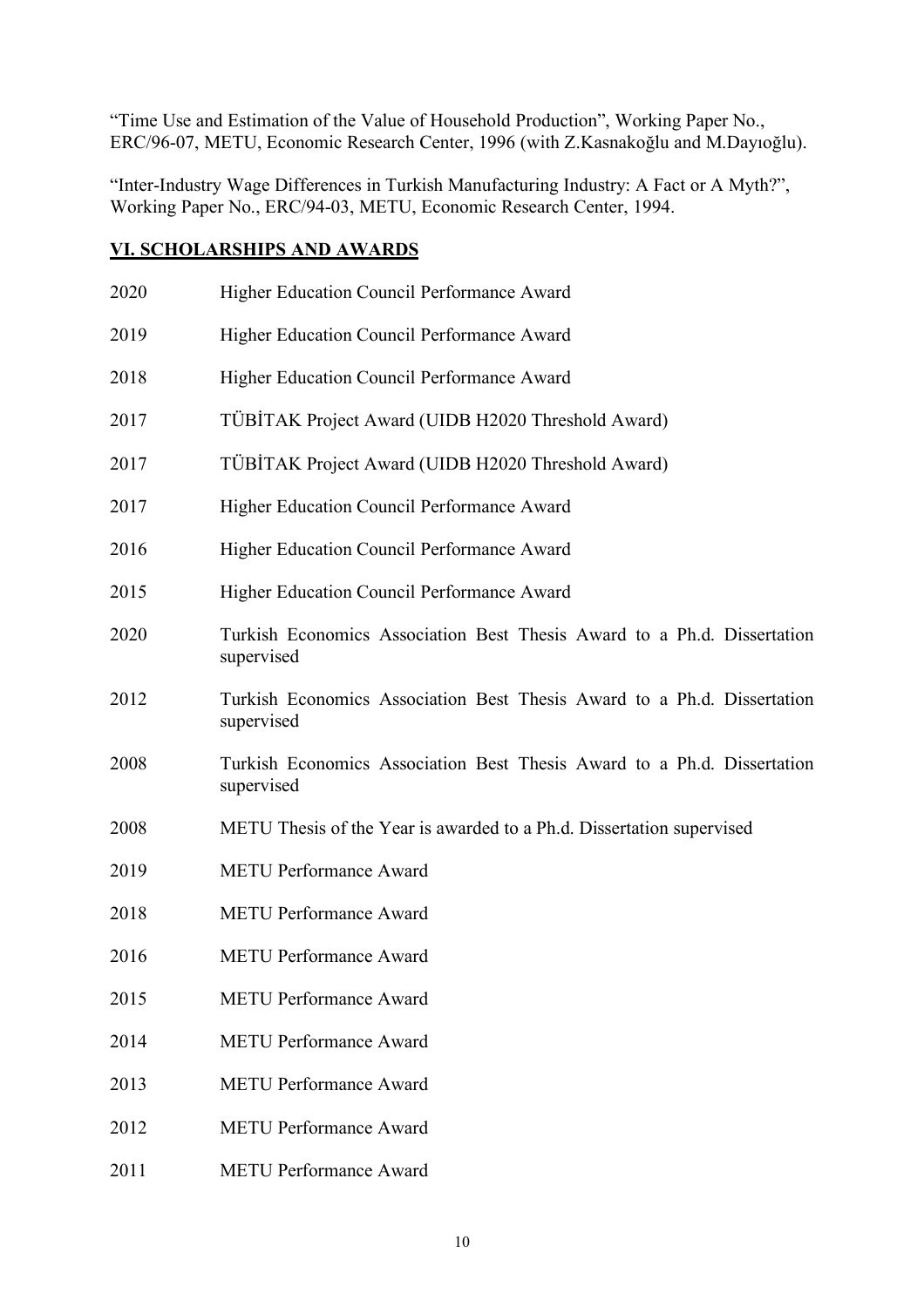"Time Use and Estimation of the Value of Household Production", Working Paper No., ERC/96-07, METU, Economic Research Center, 1996 (with Z.Kasnakoğlu and M.Dayıoğlu).

"Inter-Industry Wage Differences in Turkish Manufacturing Industry: A Fact or A Myth?", Working Paper No., ERC/94-03, METU, Economic Research Center, 1994.

## VI. SCHOLARSHIPS AND AWARDS

| | |
|---|---|
| 2020 | Higher Education Council Performance Award |
| 2019 | Higher Education Council Performance Award |
| 2018 | Higher Education Council Performance Award |
| 2017 | TÜBİTAK Project Award (UIDB H2020 Threshold Award) |
| 2017 | TÜBİTAK Project Award (UIDB H2020 Threshold Award) |
| 2017 | Higher Education Council Performance Award |
| 2016 | Higher Education Council Performance Award |
| 2015 | Higher Education Council Performance Award |
| 2020 | Turkish Economics Association Best Thesis Award to a Ph.d. Dissertation supervised |
| 2012 | Turkish Economics Association Best Thesis Award to a Ph.d. Dissertation supervised |
| 2008 | Turkish Economics Association Best Thesis Award to a Ph.d. Dissertation supervised |
| 2008 | METU Thesis of the Year is awarded to a Ph.d. Dissertation supervised |
| 2019 | METU Performance Award |
| 2018 | METU Performance Award |
| 2016 | METU Performance Award |
| 2015 | METU Performance Award |
| 2014 | METU Performance Award |
| 2013 | METU Performance Award |
| 2012 | METU Performance Award |
| 2011 | METU Performance Award |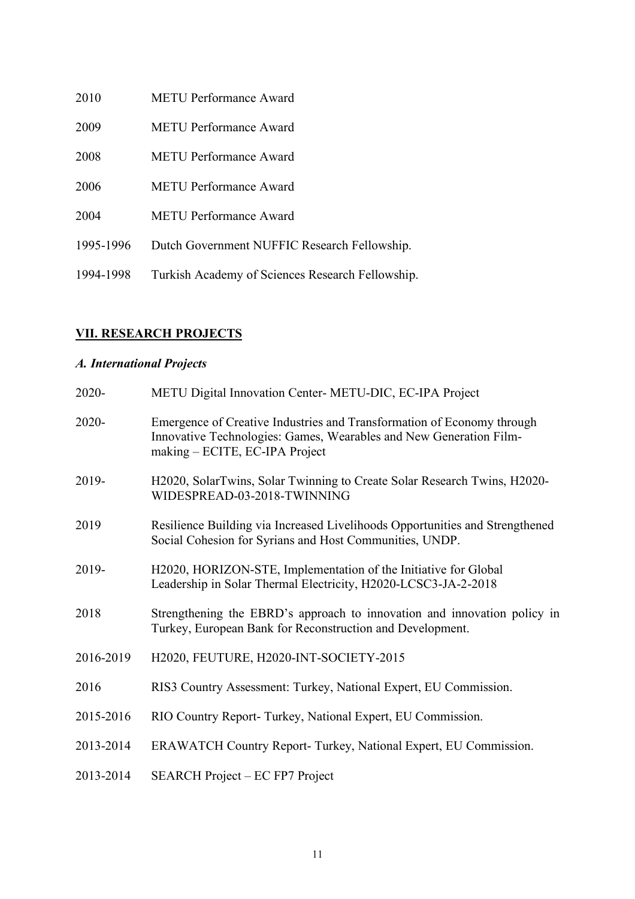| | |
|---|---|
| 2010 | METU Performance Award |
| 2009 | METU Performance Award |
| 2008 | METU Performance Award |
| 2006 | METU Performance Award |
| 2004 | METU Performance Award |
| 1995-1996 | Dutch Government NUFFIC Research Fellowship. |
| 1994-1998 | Turkish Academy of Sciences Research Fellowship. |

## VII. RESEARCH PROJECTS

### *A. International Projects*

| | |
|---|---|
| 2020- | METU Digital Innovation Center- METU-DIC, EC-IPA Project |
| 2020- | Emergence of Creative Industries and Transformation of Economy through Innovative Technologies: Games, Wearables and New Generation Film-making – ECITE, EC-IPA Project |
| 2019- | H2020, SolarTwins, Solar Twinning to Create Solar Research Twins, H2020-WIDESPREAD-03-2018-TWINNING |
| 2019 | Resilience Building via Increased Livelihoods Opportunities and Strengthened Social Cohesion for Syrians and Host Communities, UNDP. |
| 2019- | H2020, HORIZON-STE, Implementation of the Initiative for Global Leadership in Solar Thermal Electricity, H2020-LCSC3-JA-2-2018 |
| 2018 | Strengthening the EBRD's approach to innovation and innovation policy in Turkey, European Bank for Reconstruction and Development. |
| 2016-2019 | H2020, FEUTURE, H2020-INT-SOCIETY-2015 |
| 2016 | RIS3 Country Assessment: Turkey, National Expert, EU Commission. |
| 2015-2016 | RIO Country Report- Turkey, National Expert, EU Commission. |
| 2013-2014 | ERAWATCH Country Report- Turkey, National Expert, EU Commission. |
| 2013-2014 | SEARCH Project – EC FP7 Project |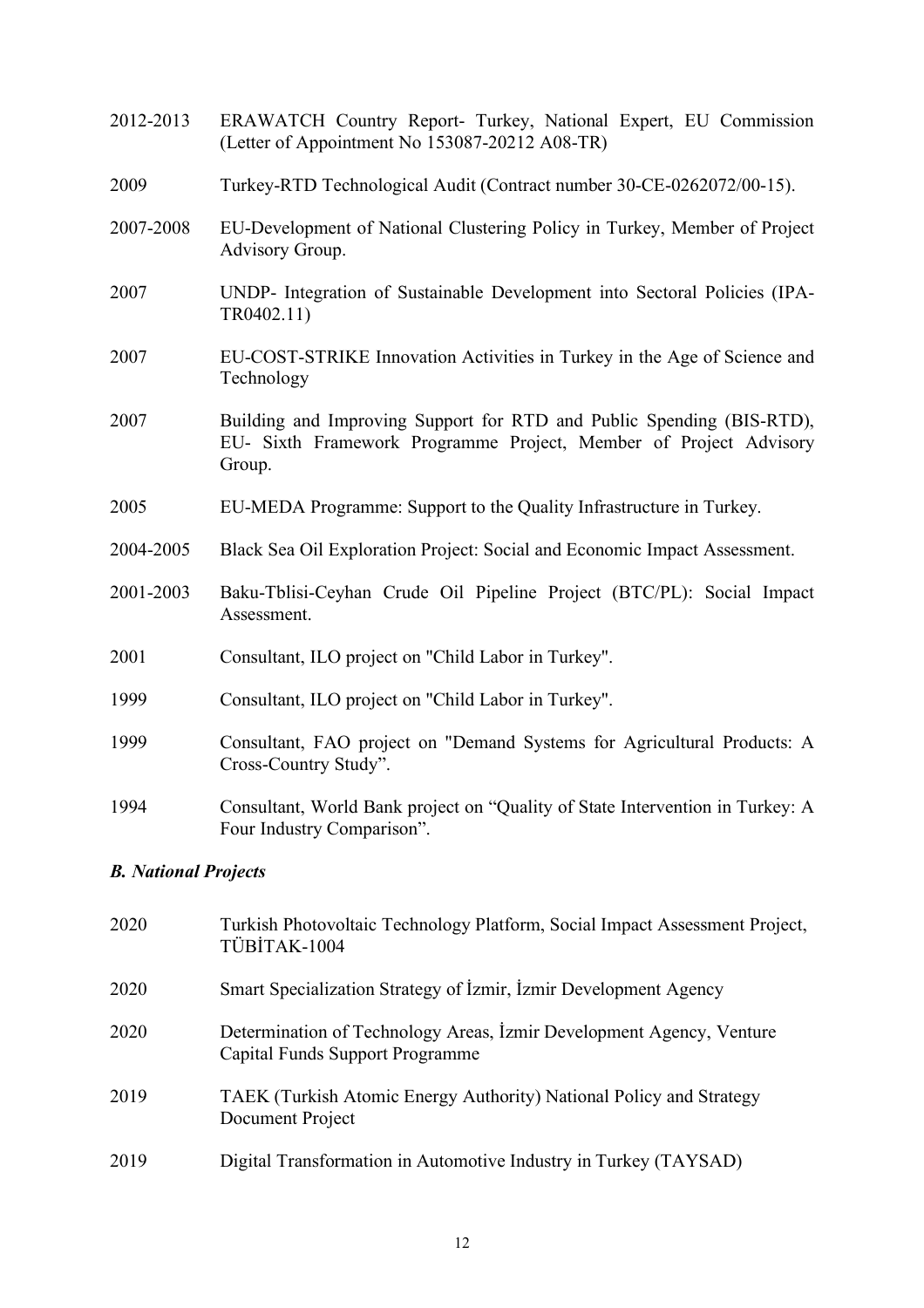2012-2013 ERAWATCH Country Report- Turkey, National Expert, EU Commission (Letter of Appointment No 153087-20212 A08-TR)

2009 Turkey-RTD Technological Audit (Contract number 30-CE-0262072/00-15).

2007-2008 EU-Development of National Clustering Policy in Turkey, Member of Project Advisory Group.

2007 UNDP- Integration of Sustainable Development into Sectoral Policies (IPA-TR0402.11)

2007 EU-COST-STRIKE Innovation Activities in Turkey in the Age of Science and Technology

2007 Building and Improving Support for RTD and Public Spending (BIS-RTD), EU- Sixth Framework Programme Project, Member of Project Advisory Group.

2005 EU-MEDA Programme: Support to the Quality Infrastructure in Turkey.

2004-2005 Black Sea Oil Exploration Project: Social and Economic Impact Assessment.

2001-2003 Baku-Tblisi-Ceyhan Crude Oil Pipeline Project (BTC/PL): Social Impact Assessment.

2001 Consultant, ILO project on "Child Labor in Turkey".

1999 Consultant, ILO project on "Child Labor in Turkey".

1999 Consultant, FAO project on "Demand Systems for Agricultural Products: A Cross-Country Study".

1994 Consultant, World Bank project on "Quality of State Intervention in Turkey: A Four Industry Comparison".

### *B. National Projects*

2020 Turkish Photovoltaic Technology Platform, Social Impact Assessment Project, TÜBİTAK-1004

2020 Smart Specialization Strategy of İzmir, İzmir Development Agency

2020 Determination of Technology Areas, İzmir Development Agency, Venture Capital Funds Support Programme

2019 TAEK (Turkish Atomic Energy Authority) National Policy and Strategy Document Project

2019 Digital Transformation in Automotive Industry in Turkey (TAYSAD)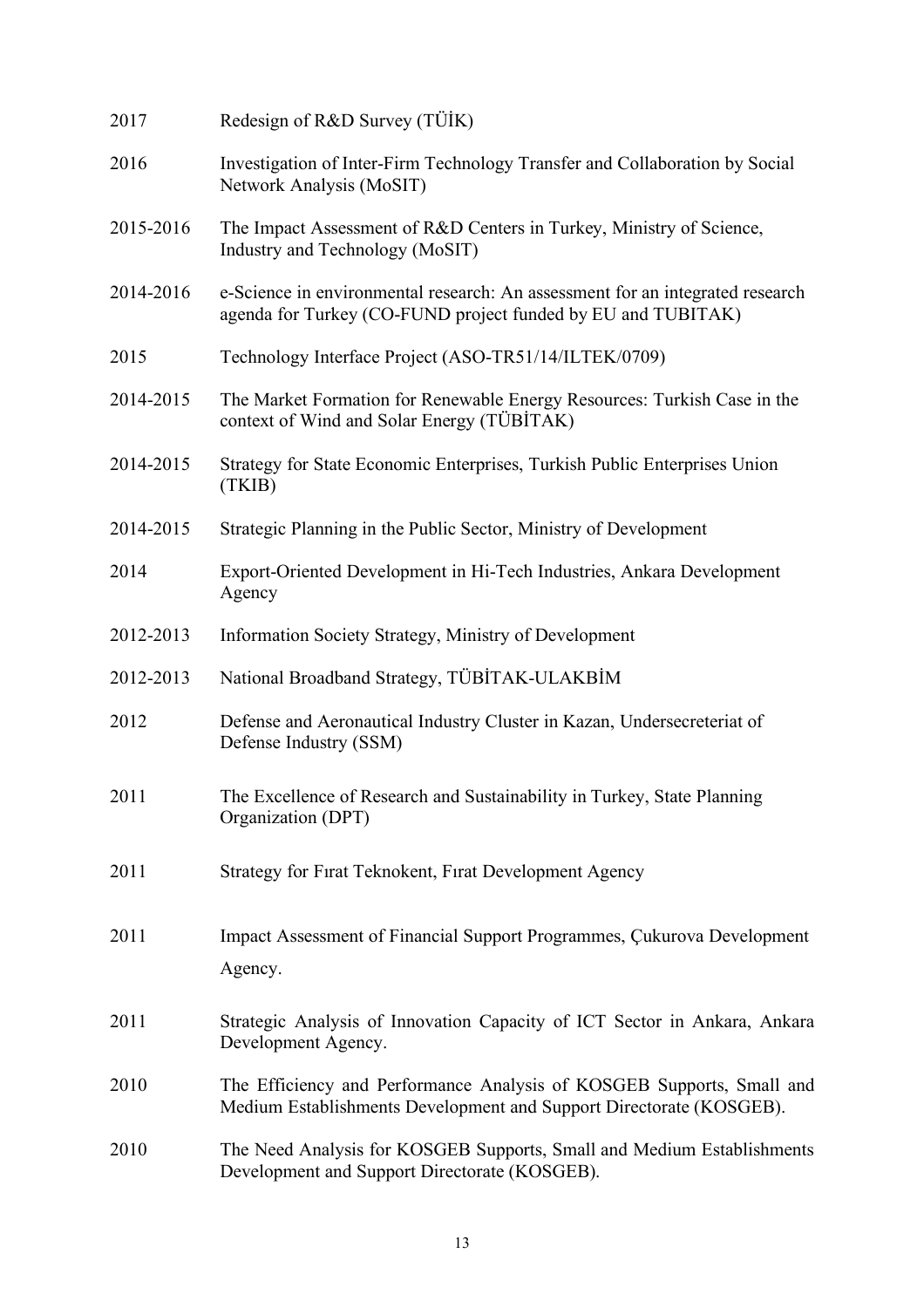| | |
|---|---|
| 2017 | Redesign of R&D Survey (TÜİK) |
| 2016 | Investigation of Inter-Firm Technology Transfer and Collaboration by Social Network Analysis (MoSIT) |
| 2015-2016 | The Impact Assessment of R&D Centers in Turkey, Ministry of Science, Industry and Technology (MoSIT) |
| 2014-2016 | e-Science in environmental research: An assessment for an integrated research agenda for Turkey (CO-FUND project funded by EU and TUBITAK) |
| 2015 | Technology Interface Project (ASO-TR51/14/ILTEK/0709) |
| 2014-2015 | The Market Formation for Renewable Energy Resources: Turkish Case in the context of Wind and Solar Energy (TÜBİTAK) |
| 2014-2015 | Strategy for State Economic Enterprises, Turkish Public Enterprises Union (TKIB) |
| 2014-2015 | Strategic Planning in the Public Sector, Ministry of Development |
| 2014 | Export-Oriented Development in Hi-Tech Industries, Ankara Development Agency |
| 2012-2013 | Information Society Strategy, Ministry of Development |
| 2012-2013 | National Broadband Strategy, TÜBİTAK-ULAKBİM |
| 2012 | Defense and Aeronautical Industry Cluster in Kazan, Undersecreteriat of Defense Industry (SSM) |
| 2011 | The Excellence of Research and Sustainability in Turkey, State Planning Organization (DPT) |
| 2011 | Strategy for Fırat Teknokent, Fırat Development Agency |
| 2011 | Impact Assessment of Financial Support Programmes, Çukurova Development Agency. |
| 2011 | Strategic Analysis of Innovation Capacity of ICT Sector in Ankara, Ankara Development Agency. |
| 2010 | The Efficiency and Performance Analysis of KOSGEB Supports, Small and Medium Establishments Development and Support Directorate (KOSGEB). |
| 2010 | The Need Analysis for KOSGEB Supports, Small and Medium Establishments Development and Support Directorate (KOSGEB). |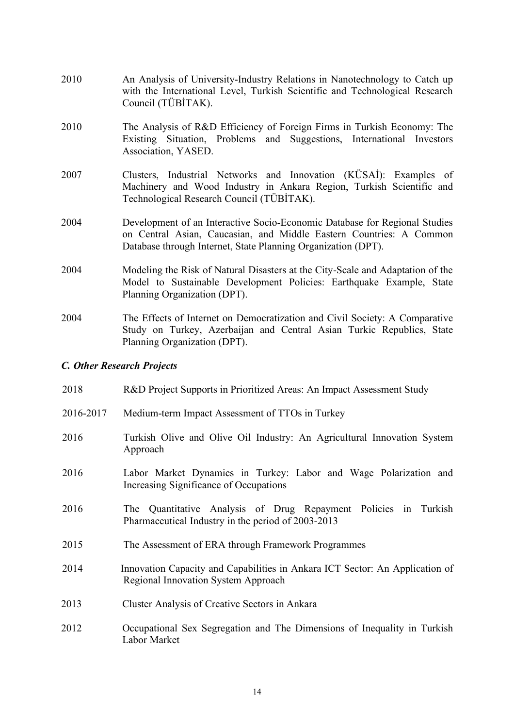2010 An Analysis of University-Industry Relations in Nanotechnology to Catch up with the International Level, Turkish Scientific and Technological Research Council (TÜBİTAK).

2010 The Analysis of R&D Efficiency of Foreign Firms in Turkish Economy: The Existing Situation, Problems and Suggestions, International Investors Association, YASED.

2007 Clusters, Industrial Networks and Innovation (KÜSAİ): Examples of Machinery and Wood Industry in Ankara Region, Turkish Scientific and Technological Research Council (TÜBİTAK).

2004 Development of an Interactive Socio-Economic Database for Regional Studies on Central Asian, Caucasian, and Middle Eastern Countries: A Common Database through Internet, State Planning Organization (DPT).

2004 Modeling the Risk of Natural Disasters at the City-Scale and Adaptation of the Model to Sustainable Development Policies: Earthquake Example, State Planning Organization (DPT).

2004 The Effects of Internet on Democratization and Civil Society: A Comparative Study on Turkey, Azerbaijan and Central Asian Turkic Republics, State Planning Organization (DPT).

### *C. Other Research Projects*

2018 R&D Project Supports in Prioritized Areas: An Impact Assessment Study

2016-2017 Medium-term Impact Assessment of TTOs in Turkey

2016 Turkish Olive and Olive Oil Industry: An Agricultural Innovation System Approach

2016 Labor Market Dynamics in Turkey: Labor and Wage Polarization and Increasing Significance of Occupations

2016 The Quantitative Analysis of Drug Repayment Policies in Turkish Pharmaceutical Industry in the period of 2003-2013

2015 The Assessment of ERA through Framework Programmes

2014 Innovation Capacity and Capabilities in Ankara ICT Sector: An Application of Regional Innovation System Approach

2013 Cluster Analysis of Creative Sectors in Ankara

2012 Occupational Sex Segregation and The Dimensions of Inequality in Turkish Labor Market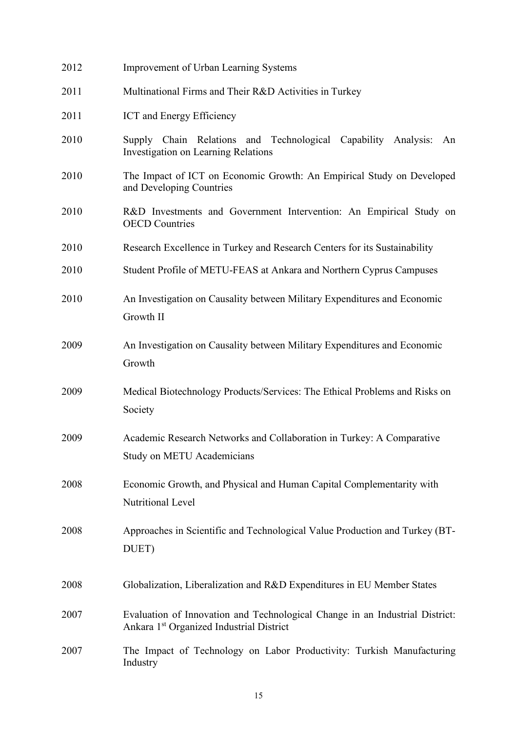| | |
|---|---|
| 2012 | Improvement of Urban Learning Systems |
| 2011 | Multinational Firms and Their R&D Activities in Turkey |
| 2011 | ICT and Energy Efficiency |
| 2010 | Supply Chain Relations and Technological Capability Analysis: An Investigation on Learning Relations |
| 2010 | The Impact of ICT on Economic Growth: An Empirical Study on Developed and Developing Countries |
| 2010 | R&D Investments and Government Intervention: An Empirical Study on OECD Countries |
| 2010 | Research Excellence in Turkey and Research Centers for its Sustainability |
| 2010 | Student Profile of METU-FEAS at Ankara and Northern Cyprus Campuses |
| 2010 | An Investigation on Causality between Military Expenditures and Economic Growth II |
| 2009 | An Investigation on Causality between Military Expenditures and Economic Growth |
| 2009 | Medical Biotechnology Products/Services: The Ethical Problems and Risks on Society |
| 2009 | Academic Research Networks and Collaboration in Turkey: A Comparative Study on METU Academicians |
| 2008 | Economic Growth, and Physical and Human Capital Complementarity with Nutritional Level |
| 2008 | Approaches in Scientific and Technological Value Production and Turkey (BT-DUET) |
| 2008 | Globalization, Liberalization and R&D Expenditures in EU Member States |
| 2007 | Evaluation of Innovation and Technological Change in an Industrial District: Ankara 1st Organized Industrial District |
| 2007 | The Impact of Technology on Labor Productivity: Turkish Manufacturing Industry |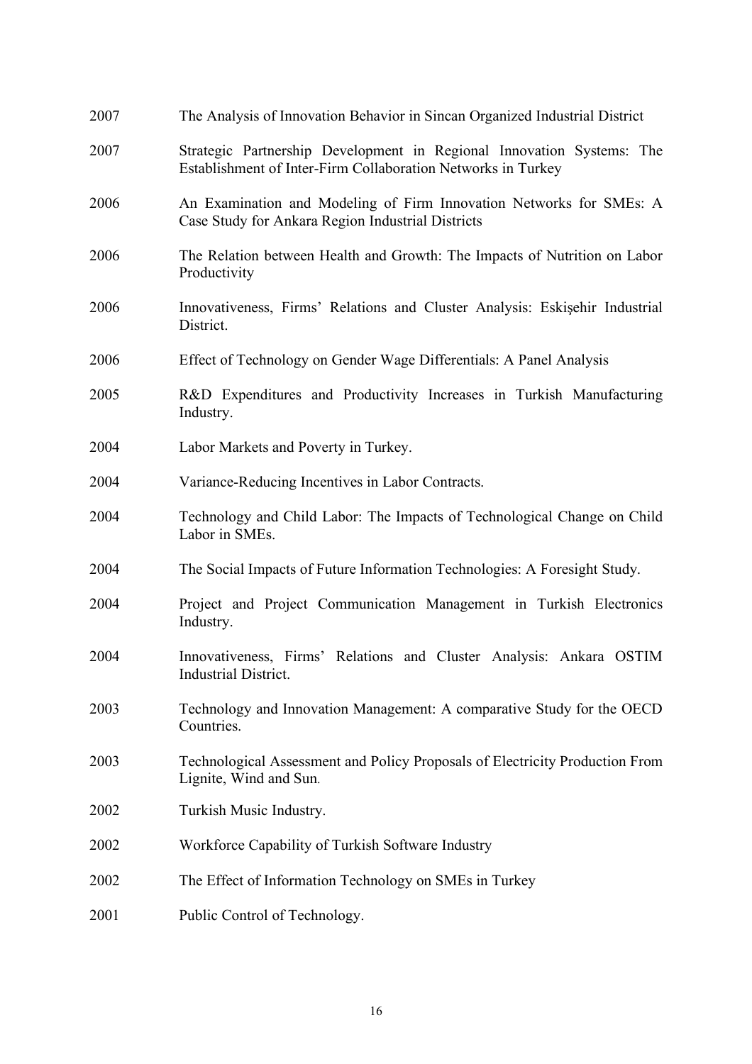| | |
|---|---|
| 2007 | The Analysis of Innovation Behavior in Sincan Organized Industrial District |
| 2007 | Strategic Partnership Development in Regional Innovation Systems: The Establishment of Inter-Firm Collaboration Networks in Turkey |
| 2006 | An Examination and Modeling of Firm Innovation Networks for SMEs: A Case Study for Ankara Region Industrial Districts |
| 2006 | The Relation between Health and Growth: The Impacts of Nutrition on Labor Productivity |
| 2006 | Innovativeness, Firms' Relations and Cluster Analysis: Eskişehir Industrial District. |
| 2006 | Effect of Technology on Gender Wage Differentials: A Panel Analysis |
| 2005 | R&D Expenditures and Productivity Increases in Turkish Manufacturing Industry. |
| 2004 | Labor Markets and Poverty in Turkey. |
| 2004 | Variance-Reducing Incentives in Labor Contracts. |
| 2004 | Technology and Child Labor: The Impacts of Technological Change on Child Labor in SMEs. |
| 2004 | The Social Impacts of Future Information Technologies: A Foresight Study. |
| 2004 | Project and Project Communication Management in Turkish Electronics Industry. |
| 2004 | Innovativeness, Firms' Relations and Cluster Analysis: Ankara OSTIM Industrial District. |
| 2003 | Technology and Innovation Management: A comparative Study for the OECD Countries. |
| 2003 | Technological Assessment and Policy Proposals of Electricity Production From Lignite, Wind and Sun. |
| 2002 | Turkish Music Industry. |
| 2002 | Workforce Capability of Turkish Software Industry |
| 2002 | The Effect of Information Technology on SMEs in Turkey |
| 2001 | Public Control of Technology. |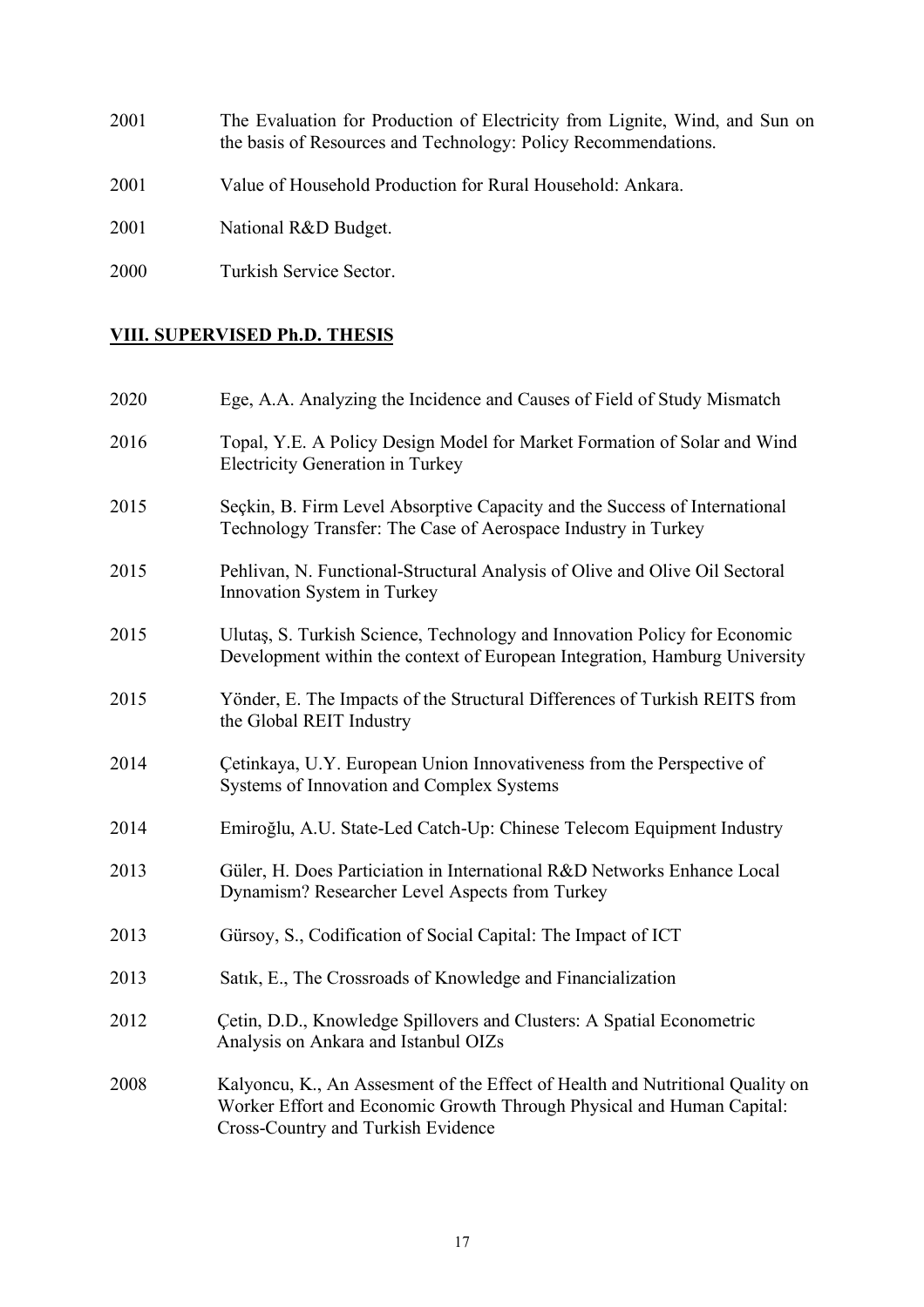2001 The Evaluation for Production of Electricity from Lignite, Wind, and Sun on the basis of Resources and Technology: Policy Recommendations.

2001 Value of Household Production for Rural Household: Ankara.

2001 National R&D Budget.

2000 Turkish Service Sector.

## VIII. SUPERVISED Ph.D. THESIS

2020 Ege, A.A. Analyzing the Incidence and Causes of Field of Study Mismatch

2016 Topal, Y.E. A Policy Design Model for Market Formation of Solar and Wind Electricity Generation in Turkey

2015 Seçkin, B. Firm Level Absorptive Capacity and the Success of International Technology Transfer: The Case of Aerospace Industry in Turkey

2015 Pehlivan, N. Functional-Structural Analysis of Olive and Olive Oil Sectoral Innovation System in Turkey

2015 Ulutaş, S. Turkish Science, Technology and Innovation Policy for Economic Development within the context of European Integration, Hamburg University

2015 Yönder, E. The Impacts of the Structural Differences of Turkish REITS from the Global REIT Industry

2014 Çetinkaya, U.Y. European Union Innovativeness from the Perspective of Systems of Innovation and Complex Systems

2014 Emiroğlu, A.U. State-Led Catch-Up: Chinese Telecom Equipment Industry

2013 Güler, H. Does Particiation in International R&D Networks Enhance Local Dynamism? Researcher Level Aspects from Turkey

2013 Gürsoy, S., Codification of Social Capital: The Impact of ICT

2013 Satık, E., The Crossroads of Knowledge and Financialization

2012 Çetin, D.D., Knowledge Spillovers and Clusters: A Spatial Econometric Analysis on Ankara and Istanbul OIZs

2008 Kalyoncu, K., An Assesment of the Effect of Health and Nutritional Quality on Worker Effort and Economic Growth Through Physical and Human Capital: Cross-Country and Turkish Evidence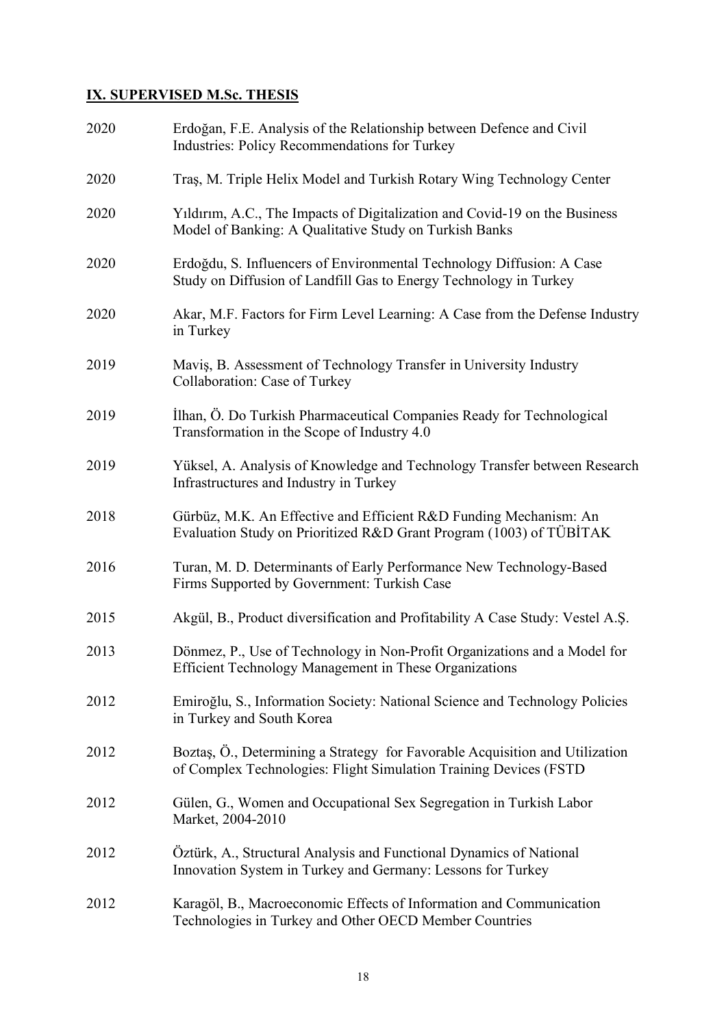## IX. SUPERVISED M.Sc. THESIS

| | |
|---|---|
| 2020 | Erdoğan, F.E. Analysis of the Relationship between Defence and Civil Industries: Policy Recommendations for Turkey |
| 2020 | Traş, M. Triple Helix Model and Turkish Rotary Wing Technology Center |
| 2020 | Yıldırım, A.C., The Impacts of Digitalization and Covid-19 on the Business Model of Banking: A Qualitative Study on Turkish Banks |
| 2020 | Erdoğdu, S. Influencers of Environmental Technology Diffusion: A Case Study on Diffusion of Landfill Gas to Energy Technology in Turkey |
| 2020 | Akar, M.F. Factors for Firm Level Learning: A Case from the Defense Industry in Turkey |
| 2019 | Maviş, B. Assessment of Technology Transfer in University Industry Collaboration: Case of Turkey |
| 2019 | İlhan, Ö. Do Turkish Pharmaceutical Companies Ready for Technological Transformation in the Scope of Industry 4.0 |
| 2019 | Yüksel, A. Analysis of Knowledge and Technology Transfer between Research Infrastructures and Industry in Turkey |
| 2018 | Gürbüz, M.K. An Effective and Efficient R&D Funding Mechanism: An Evaluation Study on Prioritized R&D Grant Program (1003) of TÜBİTAK |
| 2016 | Turan, M. D. Determinants of Early Performance New Technology-Based Firms Supported by Government: Turkish Case |
| 2015 | Akgül, B., Product diversification and Profitability A Case Study: Vestel A.Ş. |
| 2013 | Dönmez, P., Use of Technology in Non-Profit Organizations and a Model for Efficient Technology Management in These Organizations |
| 2012 | Emiroğlu, S., Information Society: National Science and Technology Policies in Turkey and South Korea |
| 2012 | Boztaş, Ö., Determining a Strategy for Favorable Acquisition and Utilization of Complex Technologies: Flight Simulation Training Devices (FSTD |
| 2012 | Gülen, G., Women and Occupational Sex Segregation in Turkish Labor Market, 2004-2010 |
| 2012 | Öztürk, A., Structural Analysis and Functional Dynamics of National Innovation System in Turkey and Germany: Lessons for Turkey |
| 2012 | Karagöl, B., Macroeconomic Effects of Information and Communication Technologies in Turkey and Other OECD Member Countries |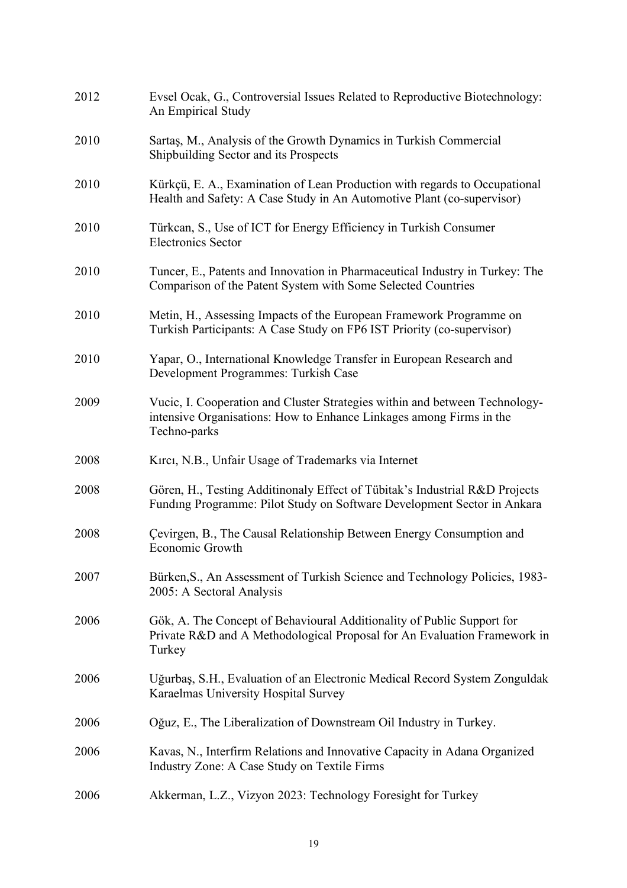| | |
|---|---|
| 2012 | Evsel Ocak, G., Controversial Issues Related to Reproductive Biotechnology: An Empirical Study |
| 2010 | Sartaş, M., Analysis of the Growth Dynamics in Turkish Commercial Shipbuilding Sector and its Prospects |
| 2010 | Kürkçü, E. A., Examination of Lean Production with regards to Occupational Health and Safety: A Case Study in An Automotive Plant (co-supervisor) |
| 2010 | Türkcan, S., Use of ICT for Energy Efficiency in Turkish Consumer Electronics Sector |
| 2010 | Tuncer, E., Patents and Innovation in Pharmaceutical Industry in Turkey: The Comparison of the Patent System with Some Selected Countries |
| 2010 | Metin, H., Assessing Impacts of the European Framework Programme on Turkish Participants: A Case Study on FP6 IST Priority (co-supervisor) |
| 2010 | Yapar, O., International Knowledge Transfer in European Research and Development Programmes: Turkish Case |
| 2009 | Vucic, I. Cooperation and Cluster Strategies within and between Technology-intensive Organisations: How to Enhance Linkages among Firms in the Techno-parks |
| 2008 | Kırcı, N.B., Unfair Usage of Trademarks via Internet |
| 2008 | Gören, H., Testing Additinonaly Effect of Tübitak's Industrial R&D Projects Fundıng Programme: Pilot Study on Software Development Sector in Ankara |
| 2008 | Çevirgen, B., The Causal Relationship Between Energy Consumption and Economic Growth |
| 2007 | Bürken,S., An Assessment of Turkish Science and Technology Policies, 1983-2005: A Sectoral Analysis |
| 2006 | Gök, A. The Concept of Behavioural Additionality of Public Support for Private R&D and A Methodological Proposal for An Evaluation Framework in Turkey |
| 2006 | Uğurbaş, S.H., Evaluation of an Electronic Medical Record System Zonguldak Karaelmas University Hospital Survey |
| 2006 | Oğuz, E., The Liberalization of Downstream Oil Industry in Turkey. |
| 2006 | Kavas, N., Interfirm Relations and Innovative Capacity in Adana Organized Industry Zone: A Case Study on Textile Firms |
| 2006 | Akkerman, L.Z., Vizyon 2023: Technology Foresight for Turkey |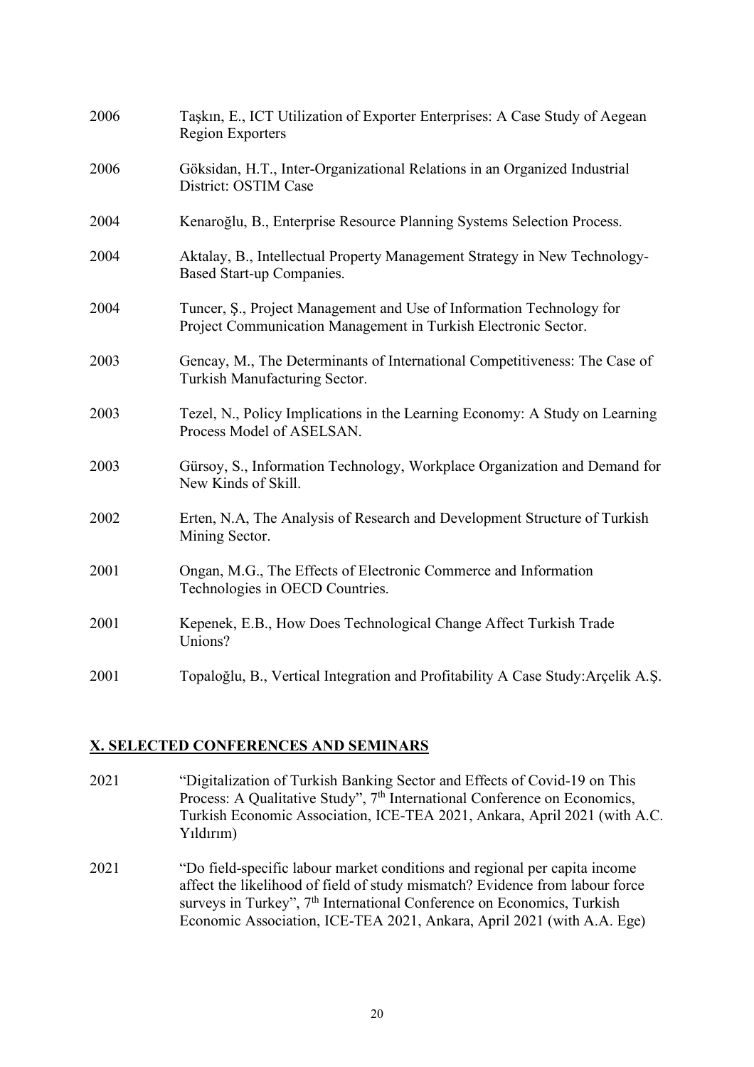2006 Taşkın, E., ICT Utilization of Exporter Enterprises: A Case Study of Aegean Region Exporters

2006 Göksidan, H.T., Inter-Organizational Relations in an Organized Industrial District: OSTIM Case

2004 Kenaroğlu, B., Enterprise Resource Planning Systems Selection Process.

2004 Aktalay, B., Intellectual Property Management Strategy in New Technology-Based Start-up Companies.

2004 Tuncer, Ş., Project Management and Use of Information Technology for Project Communication Management in Turkish Electronic Sector.

2003 Gencay, M., The Determinants of International Competitiveness: The Case of Turkish Manufacturing Sector.

2003 Tezel, N., Policy Implications in the Learning Economy: A Study on Learning Process Model of ASELSAN.

2003 Gürsoy, S., Information Technology, Workplace Organization and Demand for New Kinds of Skill.

2002 Erten, N.A, The Analysis of Research and Development Structure of Turkish Mining Sector.

2001 Ongan, M.G., The Effects of Electronic Commerce and Information Technologies in OECD Countries.

2001 Kepenek, E.B., How Does Technological Change Affect Turkish Trade Unions?

2001 Topaloğlu, B., Vertical Integration and Profitability A Case Study:Arçelik A.Ş.

## X. SELECTED CONFERENCES AND SEMINARS

2021 "Digitalization of Turkish Banking Sector and Effects of Covid-19 on This Process: A Qualitative Study", 7th International Conference on Economics, Turkish Economic Association, ICE-TEA 2021, Ankara, April 2021 (with A.C. Yıldırım)

2021 "Do field-specific labour market conditions and regional per capita income affect the likelihood of field of study mismatch? Evidence from labour force surveys in Turkey", 7th International Conference on Economics, Turkish Economic Association, ICE-TEA 2021, Ankara, April 2021 (with A.A. Ege)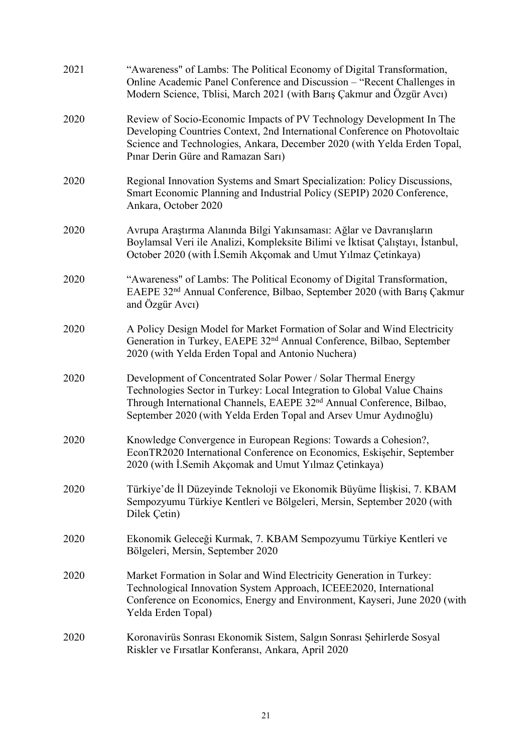2021 “Awareness" of Lambs: The Political Economy of Digital Transformation, Online Academic Panel Conference and Discussion – “Recent Challenges in Modern Science, Tblisi, March 2021 (with Barış Çakmur and Özgür Avcı)

2020 Review of Socio-Economic Impacts of PV Technology Development In The Developing Countries Context, 2nd International Conference on Photovoltaic Science and Technologies, Ankara, December 2020 (with Yelda Erden Topal, Pınar Derin Güre and Ramazan Sarı)

2020 Regional Innovation Systems and Smart Specialization: Policy Discussions, Smart Economic Planning and Industrial Policy (SEPIP) 2020 Conference, Ankara, October 2020

2020 Avrupa Araştırma Alanında Bilgi Yakınsaması: Ağlar ve Davranışların Boylamsal Veri ile Analizi, Kompleksite Bilimi ve İktisat Çalıştayı, İstanbul, October 2020 (with İ.Semih Akçomak and Umut Yılmaz Çetinkaya)

2020 “Awareness" of Lambs: The Political Economy of Digital Transformation, EAEPE 32nd Annual Conference, Bilbao, September 2020 (with Barış Çakmur and Özgür Avcı)

2020 A Policy Design Model for Market Formation of Solar and Wind Electricity Generation in Turkey, EAEPE 32nd Annual Conference, Bilbao, September 2020 (with Yelda Erden Topal and Antonio Nuchera)

2020 Development of Concentrated Solar Power / Solar Thermal Energy Technologies Sector in Turkey: Local Integration to Global Value Chains Through International Channels, EAEPE 32nd Annual Conference, Bilbao, September 2020 (with Yelda Erden Topal and Arsev Umur Aydınoğlu)

2020 Knowledge Convergence in European Regions: Towards a Cohesion?, EconTR2020 International Conference on Economics, Eskişehir, September 2020 (with İ.Semih Akçomak and Umut Yılmaz Çetinkaya)

2020 Türkiye’de İl Düzeyinde Teknoloji ve Ekonomik Büyüme İlişkisi, 7. KBAM Sempozyumu Türkiye Kentleri ve Bölgeleri, Mersin, September 2020 (with Dilek Çetin)

2020 Ekonomik Geleceği Kurmak, 7. KBAM Sempozyumu Türkiye Kentleri ve Bölgeleri, Mersin, September 2020

2020 Market Formation in Solar and Wind Electricity Generation in Turkey: Technological Innovation System Approach, ICEEE2020, International Conference on Economics, Energy and Environment, Kayseri, June 2020 (with Yelda Erden Topal)

2020 Koronavirüs Sonrası Ekonomik Sistem, Salgın Sonrası Şehirlerde Sosyal Riskler ve Fırsatlar Konferansı, Ankara, April 2020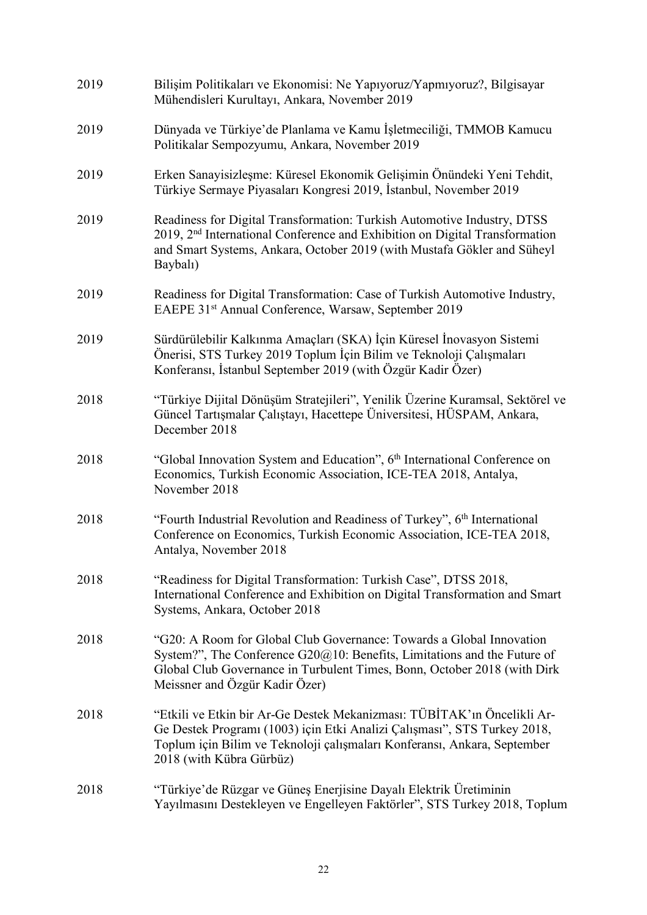2019 Bilişim Politikaları ve Ekonomisi: Ne Yapıyoruz/Yapmıyoruz?, Bilgisayar Mühendisleri Kurultayı, Ankara, November 2019

2019 Dünyada ve Türkiye'de Planlama ve Kamu İşletmeciliği, TMMOB Kamucu Politikalar Sempozyumu, Ankara, November 2019

2019 Erken Sanayisizleşme: Küresel Ekonomik Gelişimin Önündeki Yeni Tehdit, Türkiye Sermaye Piyasaları Kongresi 2019, İstanbul, November 2019

2019 Readiness for Digital Transformation: Turkish Automotive Industry, DTSS 2019, 2nd International Conference and Exhibition on Digital Transformation and Smart Systems, Ankara, October 2019 (with Mustafa Gökler and Süheyl Baybalı)

2019 Readiness for Digital Transformation: Case of Turkish Automotive Industry, EAEPE 31st Annual Conference, Warsaw, September 2019

2019 Sürdürülebilir Kalkınma Amaçları (SKA) İçin Küresel İnovasyon Sistemi Önerisi, STS Turkey 2019 Toplum İçin Bilim ve Teknoloji Çalışmaları Konferansı, İstanbul September 2019 (with Özgür Kadir Özer)

2018 "Türkiye Dijital Dönüşüm Stratejileri", Yenilik Üzerine Kuramsal, Sektörel ve Güncel Tartışmalar Çalıştayı, Hacettepe Üniversitesi, HÜSPAM, Ankara, December 2018

2018 "Global Innovation System and Education", 6th International Conference on Economics, Turkish Economic Association, ICE-TEA 2018, Antalya, November 2018

2018 "Fourth Industrial Revolution and Readiness of Turkey", 6th International Conference on Economics, Turkish Economic Association, ICE-TEA 2018, Antalya, November 2018

2018 "Readiness for Digital Transformation: Turkish Case", DTSS 2018, International Conference and Exhibition on Digital Transformation and Smart Systems, Ankara, October 2018

2018 "G20: A Room for Global Club Governance: Towards a Global Innovation System?", The Conference G20@10: Benefits, Limitations and the Future of Global Club Governance in Turbulent Times, Bonn, October 2018 (with Dirk Meissner and Özgür Kadir Özer)

2018 "Etkili ve Etkin bir Ar-Ge Destek Mekanizması: TÜBİTAK'ın Öncelikli Ar-Ge Destek Programı (1003) için Etki Analizi Çalışması", STS Turkey 2018, Toplum için Bilim ve Teknoloji çalışmaları Konferansı, Ankara, September 2018 (with Kübra Gürbüz)

2018 "Türkiye'de Rüzgar ve Güneş Enerjisine Dayalı Elektrik Üretiminin Yayılmasını Destekleyen ve Engelleyen Faktörler", STS Turkey 2018, Toplum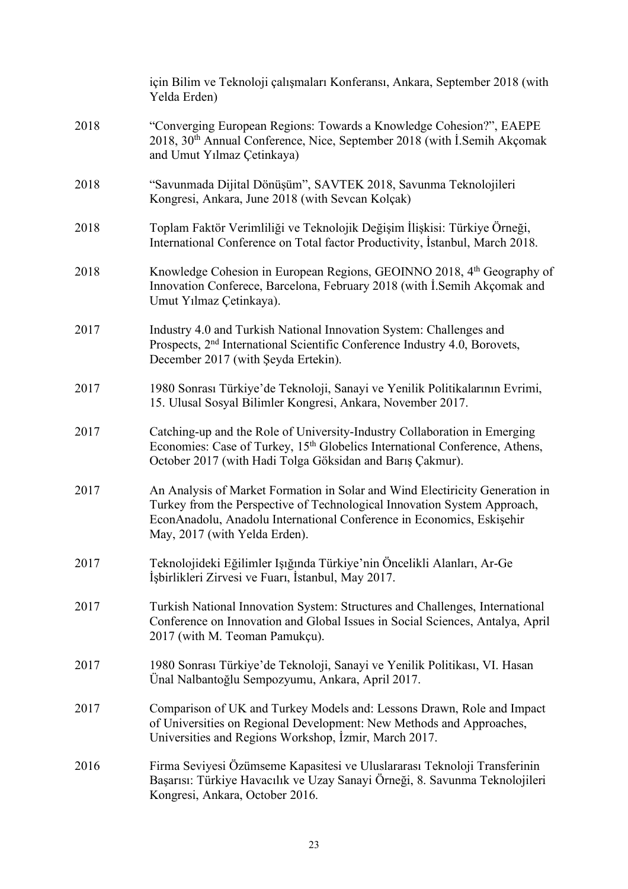için Bilim ve Teknoloji çalışmaları Konferansı, Ankara, September 2018 (with Yelda Erden)

2018 "Converging European Regions: Towards a Knowledge Cohesion?", EAEPE 2018, 30th Annual Conference, Nice, September 2018 (with İ.Semih Akçomak and Umut Yılmaz Çetinkaya)

2018 "Savunmada Dijital Dönüşüm", SAVTEK 2018, Savunma Teknolojileri Kongresi, Ankara, June 2018 (with Sevcan Kolçak)

2018 Toplam Faktör Verimliliği ve Teknolojik Değişim İlişkisi: Türkiye Örneği, International Conference on Total factor Productivity, İstanbul, March 2018.

2018 Knowledge Cohesion in European Regions, GEOINNO 2018, 4th Geography of Innovation Conferece, Barcelona, February 2018 (with İ.Semih Akçomak and Umut Yılmaz Çetinkaya).

2017 Industry 4.0 and Turkish National Innovation System: Challenges and Prospects, 2nd International Scientific Conference Industry 4.0, Borovets, December 2017 (with Şeyda Ertekin).

2017 1980 Sonrası Türkiye'de Teknoloji, Sanayi ve Yenilik Politikalarının Evrimi, 15. Ulusal Sosyal Bilimler Kongresi, Ankara, November 2017.

2017 Catching-up and the Role of University-Industry Collaboration in Emerging Economies: Case of Turkey, 15th Globelics International Conference, Athens, October 2017 (with Hadi Tolga Göksidan and Barış Çakmur).

2017 An Analysis of Market Formation in Solar and Wind Electiricity Generation in Turkey from the Perspective of Technological Innovation System Approach, EconAnadolu, Anadolu International Conference in Economics, Eskişehir May, 2017 (with Yelda Erden).

2017 Teknolojideki Eğilimler Işığında Türkiye'nin Öncelikli Alanları, Ar-Ge İşbirlikleri Zirvesi ve Fuarı, İstanbul, May 2017.

2017 Turkish National Innovation System: Structures and Challenges, International Conference on Innovation and Global Issues in Social Sciences, Antalya, April 2017 (with M. Teoman Pamukçu).

2017 1980 Sonrası Türkiye'de Teknoloji, Sanayi ve Yenilik Politikası, VI. Hasan Ünal Nalbantoğlu Sempozyumu, Ankara, April 2017.

2017 Comparison of UK and Turkey Models and: Lessons Drawn, Role and Impact of Universities on Regional Development: New Methods and Approaches, Universities and Regions Workshop, İzmir, March 2017.

2016 Firma Seviyesi Özümseme Kapasitesi ve Uluslararası Teknoloji Transferinin Başarısı: Türkiye Havacılık ve Uzay Sanayi Örneği, 8. Savunma Teknolojileri Kongresi, Ankara, October 2016.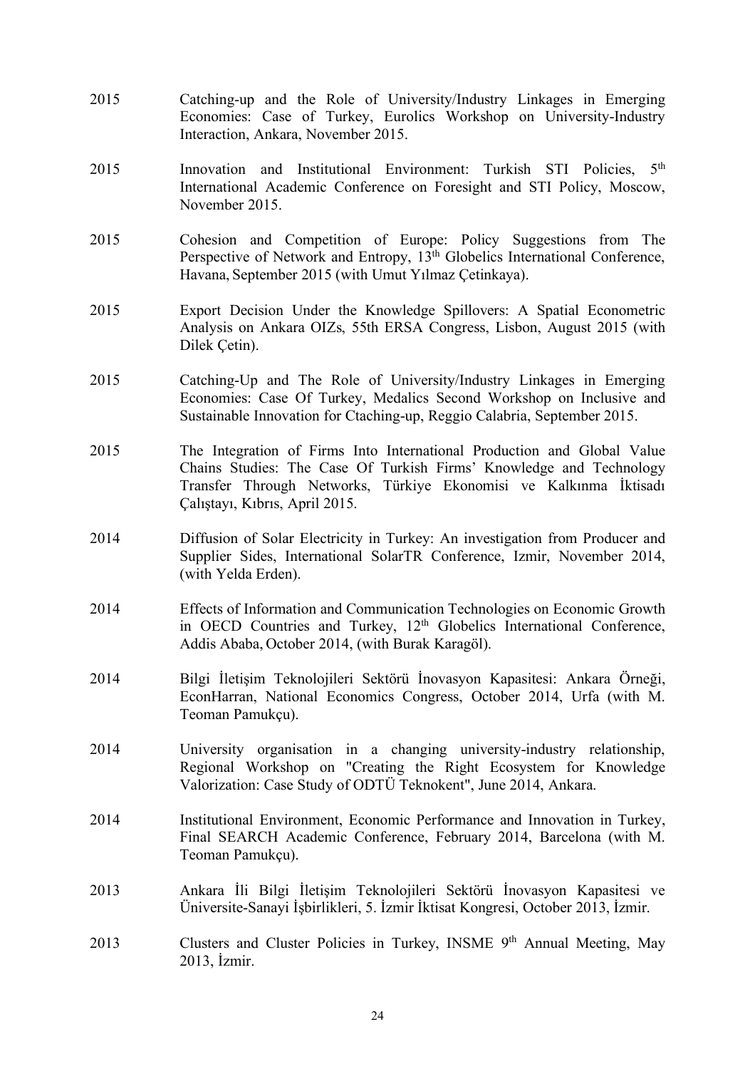2015 Catching-up and the Role of University/Industry Linkages in Emerging Economies: Case of Turkey, Eurolics Workshop on University-Industry Interaction, Ankara, November 2015.

2015 Innovation and Institutional Environment: Turkish STI Policies, 5th International Academic Conference on Foresight and STI Policy, Moscow, November 2015.

2015 Cohesion and Competition of Europe: Policy Suggestions from The Perspective of Network and Entropy, 13th Globelics International Conference, Havana, September 2015 (with Umut Yılmaz Çetinkaya).

2015 Export Decision Under the Knowledge Spillovers: A Spatial Econometric Analysis on Ankara OIZs, 55th ERSA Congress, Lisbon, August 2015 (with Dilek Çetin).

2015 Catching-Up and The Role of University/Industry Linkages in Emerging Economies: Case Of Turkey, Medalics Second Workshop on Inclusive and Sustainable Innovation for Ctaching-up, Reggio Calabria, September 2015.

2015 The Integration of Firms Into International Production and Global Value Chains Studies: The Case Of Turkish Firms' Knowledge and Technology Transfer Through Networks, Türkiye Ekonomisi ve Kalkınma İktisadı Çalıştayı, Kıbrıs, April 2015.

2014 Diffusion of Solar Electricity in Turkey: An investigation from Producer and Supplier Sides, International SolarTR Conference, Izmir, November 2014, (with Yelda Erden).

2014 Effects of Information and Communication Technologies on Economic Growth in OECD Countries and Turkey, 12th Globelics International Conference, Addis Ababa, October 2014, (with Burak Karagöl).

2014 Bilgi İletişim Teknolojileri Sektörü İnovasyon Kapasitesi: Ankara Örneği, EconHarran, National Economics Congress, October 2014, Urfa (with M. Teoman Pamukçu).

2014 University organisation in a changing university-industry relationship, Regional Workshop on "Creating the Right Ecosystem for Knowledge Valorization: Case Study of ODTÜ Teknokent", June 2014, Ankara.

2014 Institutional Environment, Economic Performance and Innovation in Turkey, Final SEARCH Academic Conference, February 2014, Barcelona (with M. Teoman Pamukçu).

2013 Ankara İli Bilgi İletişim Teknolojileri Sektörü İnovasyon Kapasitesi ve Üniversite-Sanayi İşbirlikleri, 5. İzmir İktisat Kongresi, October 2013, İzmir.

2013 Clusters and Cluster Policies in Turkey, INSME 9th Annual Meeting, May 2013, İzmir.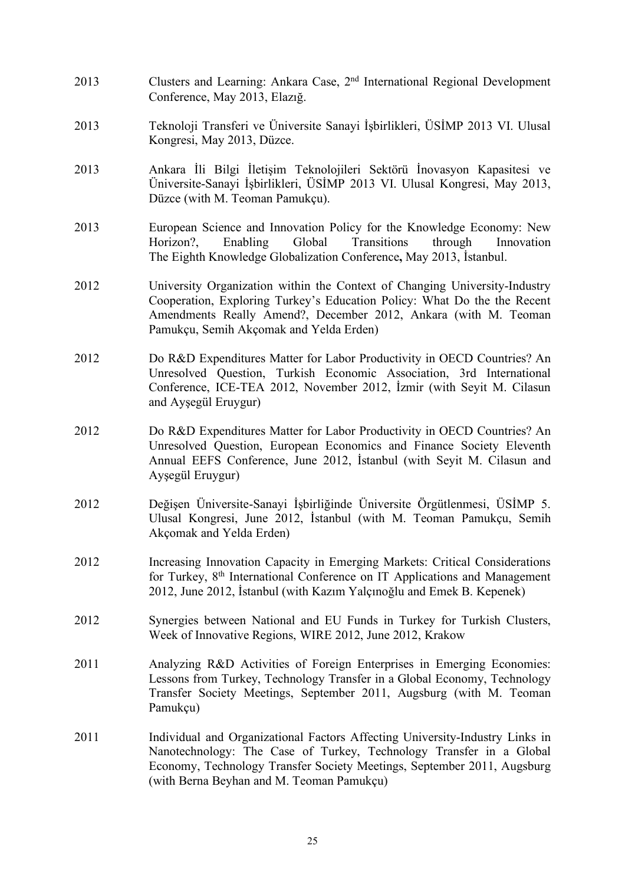2013 Clusters and Learning: Ankara Case, 2nd International Regional Development Conference, May 2013, Elazığ.

2013 Teknoloji Transferi ve Üniversite Sanayi İşbirlikleri, ÜSİMP 2013 VI. Ulusal Kongresi, May 2013, Düzce.

2013 Ankara İli Bilgi İletişim Teknolojileri Sektörü İnovasyon Kapasitesi ve Üniversite-Sanayi İşbirlikleri, ÜSİMP 2013 VI. Ulusal Kongresi, May 2013, Düzce (with M. Teoman Pamukçu).

2013 European Science and Innovation Policy for the Knowledge Economy: New Horizon?, Enabling Global Transitions through Innovation The Eighth Knowledge Globalization Conference**,** May 2013, İstanbul.

2012 University Organization within the Context of Changing University-Industry Cooperation, Exploring Turkey's Education Policy: What Do the the Recent Amendments Really Amend?, December 2012, Ankara (with M. Teoman Pamukçu, Semih Akçomak and Yelda Erden)

2012 Do R&D Expenditures Matter for Labor Productivity in OECD Countries? An Unresolved Question, Turkish Economic Association, 3rd International Conference, ICE-TEA 2012, November 2012, İzmir (with Seyit M. Cilasun and Ayşegül Eruygur)

2012 Do R&D Expenditures Matter for Labor Productivity in OECD Countries? An Unresolved Question, European Economics and Finance Society Eleventh Annual EEFS Conference, June 2012, İstanbul (with Seyit M. Cilasun and Ayşegül Eruygur)

2012 Değişen Üniversite-Sanayi İşbirliğinde Üniversite Örgütlenmesi, ÜSİMP 5. Ulusal Kongresi, June 2012, İstanbul (with M. Teoman Pamukçu, Semih Akçomak and Yelda Erden)

2012 Increasing Innovation Capacity in Emerging Markets: Critical Considerations for Turkey, 8th International Conference on IT Applications and Management 2012, June 2012, İstanbul (with Kazım Yalçınoğlu and Emek B. Kepenek)

2012 Synergies between National and EU Funds in Turkey for Turkish Clusters, Week of Innovative Regions, WIRE 2012, June 2012, Krakow

2011 Analyzing R&D Activities of Foreign Enterprises in Emerging Economies: Lessons from Turkey, Technology Transfer in a Global Economy, Technology Transfer Society Meetings, September 2011, Augsburg (with M. Teoman Pamukçu)

2011 Individual and Organizational Factors Affecting University-Industry Links in Nanotechnology: The Case of Turkey, Technology Transfer in a Global Economy, Technology Transfer Society Meetings, September 2011, Augsburg (with Berna Beyhan and M. Teoman Pamukçu)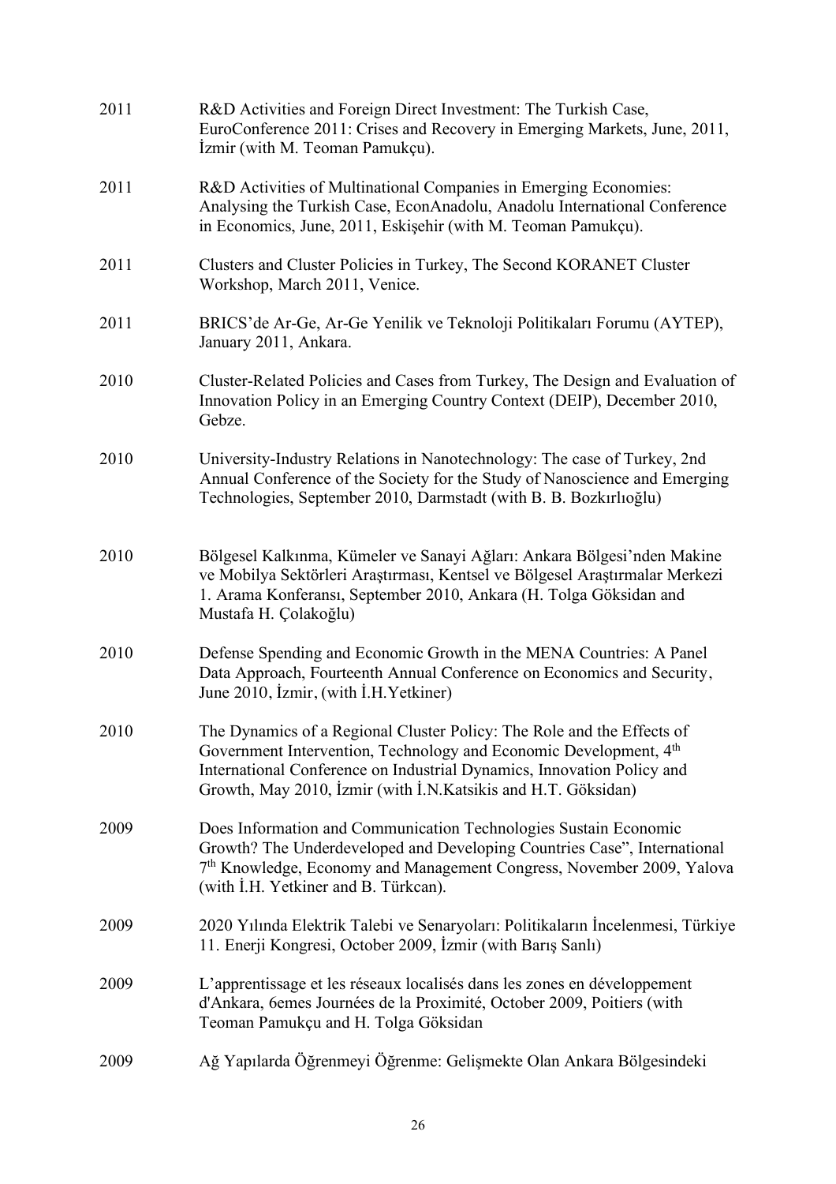2011 R&D Activities and Foreign Direct Investment: The Turkish Case, EuroConference 2011: Crises and Recovery in Emerging Markets, June, 2011, İzmir (with M. Teoman Pamukçu).

2011 R&D Activities of Multinational Companies in Emerging Economies: Analysing the Turkish Case, EconAnadolu, Anadolu International Conference in Economics, June, 2011, Eskişehir (with M. Teoman Pamukçu).

2011 Clusters and Cluster Policies in Turkey, The Second KORANET Cluster Workshop, March 2011, Venice.

2011 BRICS'de Ar-Ge, Ar-Ge Yenilik ve Teknoloji Politikaları Forumu (AYTEP), January 2011, Ankara.

2010 Cluster-Related Policies and Cases from Turkey, The Design and Evaluation of Innovation Policy in an Emerging Country Context (DEIP), December 2010, Gebze.

2010 University-Industry Relations in Nanotechnology: The case of Turkey, 2nd Annual Conference of the Society for the Study of Nanoscience and Emerging Technologies, September 2010, Darmstadt (with B. B. Bozkırlıoğlu)

2010 Bölgesel Kalkınma, Kümeler ve Sanayi Ağları: Ankara Bölgesi'nden Makine ve Mobilya Sektörleri Araştırması, Kentsel ve Bölgesel Araştırmalar Merkezi 1. Arama Konferansı, September 2010, Ankara (H. Tolga Göksidan and Mustafa H. Çolakoğlu)

2010 Defense Spending and Economic Growth in the MENA Countries: A Panel Data Approach, Fourteenth Annual Conference on Economics and Security, June 2010, İzmir, (with İ.H.Yetkiner)

2010 The Dynamics of a Regional Cluster Policy: The Role and the Effects of Government Intervention, Technology and Economic Development, 4th International Conference on Industrial Dynamics, Innovation Policy and Growth, May 2010, İzmir (with İ.N.Katsikis and H.T. Göksidan)

2009 Does Information and Communication Technologies Sustain Economic Growth? The Underdeveloped and Developing Countries Case", International 7th Knowledge, Economy and Management Congress, November 2009, Yalova (with İ.H. Yetkiner and B. Türkcan).

2009 2020 Yılında Elektrik Talebi ve Senaryoları: Politikaların İncelenmesi, Türkiye 11. Enerji Kongresi, October 2009, İzmir (with Barış Sanlı)

2009 L'apprentissage et les réseaux localisés dans les zones en développement d'Ankara, 6emes Journées de la Proximité, October 2009, Poitiers (with Teoman Pamukçu and H. Tolga Göksidan

2009 Ağ Yapılarda Öğrenmeyi Öğrenme: Gelişmekte Olan Ankara Bölgesindeki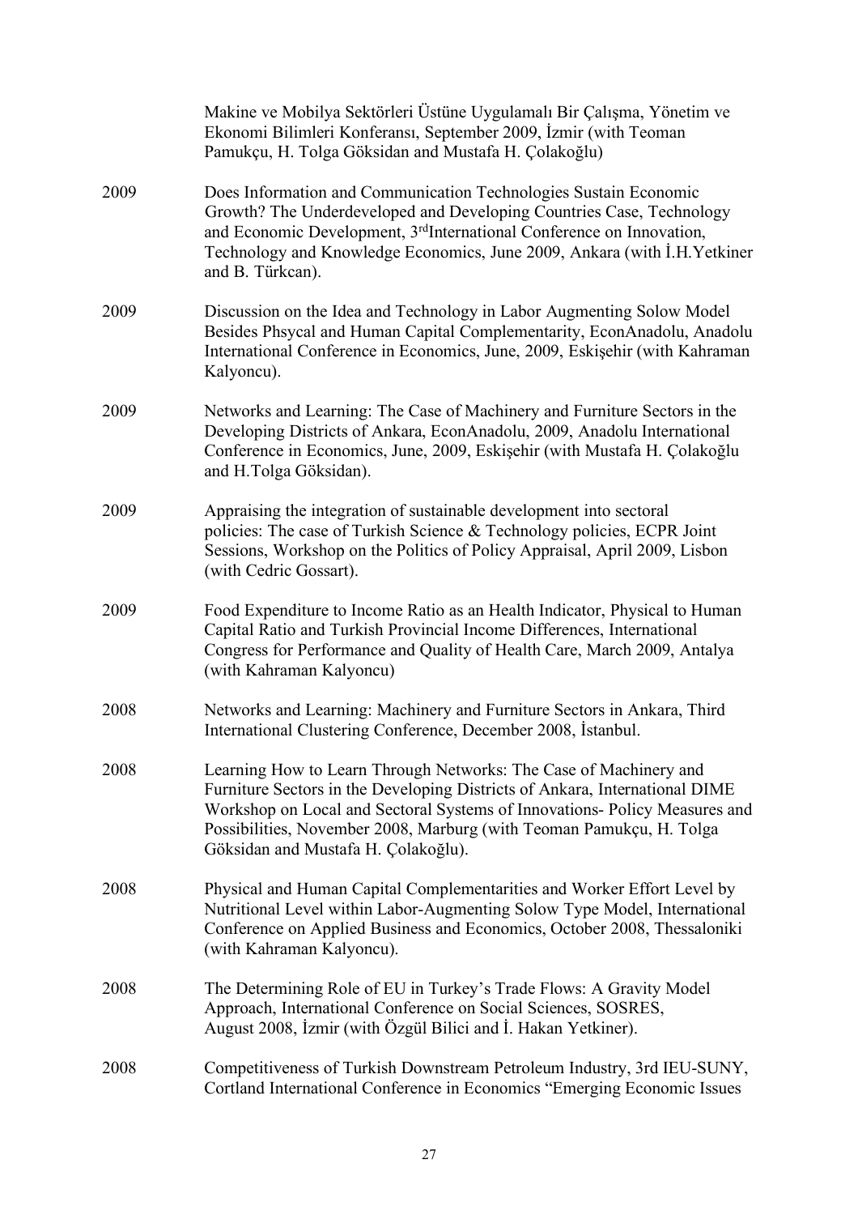Makine ve Mobilya Sektörleri Üstüne Uygulamalı Bir Çalışma, Yönetim ve Ekonomi Bilimleri Konferansı, September 2009, İzmir (with Teoman Pamukçu, H. Tolga Göksidan and Mustafa H. Çolakoğlu)

2009 Does Information and Communication Technologies Sustain Economic Growth? The Underdeveloped and Developing Countries Case, Technology and Economic Development, 3rd International Conference on Innovation, Technology and Knowledge Economics, June 2009, Ankara (with İ.H.Yetkiner and B. Türkcan).

2009 Discussion on the Idea and Technology in Labor Augmenting Solow Model Besides Phsycal and Human Capital Complementarity, EconAnadolu, Anadolu International Conference in Economics, June, 2009, Eskişehir (with Kahraman Kalyoncu).

2009 Networks and Learning: The Case of Machinery and Furniture Sectors in the Developing Districts of Ankara, EconAnadolu, 2009, Anadolu International Conference in Economics, June, 2009, Eskişehir (with Mustafa H. Çolakoğlu and H.Tolga Göksidan).

2009 Appraising the integration of sustainable development into sectoral policies: The case of Turkish Science & Technology policies, ECPR Joint Sessions, Workshop on the Politics of Policy Appraisal, April 2009, Lisbon (with Cedric Gossart).

2009 Food Expenditure to Income Ratio as an Health Indicator, Physical to Human Capital Ratio and Turkish Provincial Income Differences, International Congress for Performance and Quality of Health Care, March 2009, Antalya (with Kahraman Kalyoncu)

2008 Networks and Learning: Machinery and Furniture Sectors in Ankara, Third International Clustering Conference, December 2008, İstanbul.

2008 Learning How to Learn Through Networks: The Case of Machinery and Furniture Sectors in the Developing Districts of Ankara, International DIME Workshop on Local and Sectoral Systems of Innovations- Policy Measures and Possibilities, November 2008, Marburg (with Teoman Pamukçu, H. Tolga Göksidan and Mustafa H. Çolakoğlu).

2008 Physical and Human Capital Complementarities and Worker Effort Level by Nutritional Level within Labor-Augmenting Solow Type Model, International Conference on Applied Business and Economics, October 2008, Thessaloniki (with Kahraman Kalyoncu).

2008 The Determining Role of EU in Turkey's Trade Flows: A Gravity Model Approach, International Conference on Social Sciences, SOSRES, August 2008, İzmir (with Özgül Bilici and İ. Hakan Yetkiner).

2008 Competitiveness of Turkish Downstream Petroleum Industry, 3rd IEU-SUNY, Cortland International Conference in Economics "Emerging Economic Issues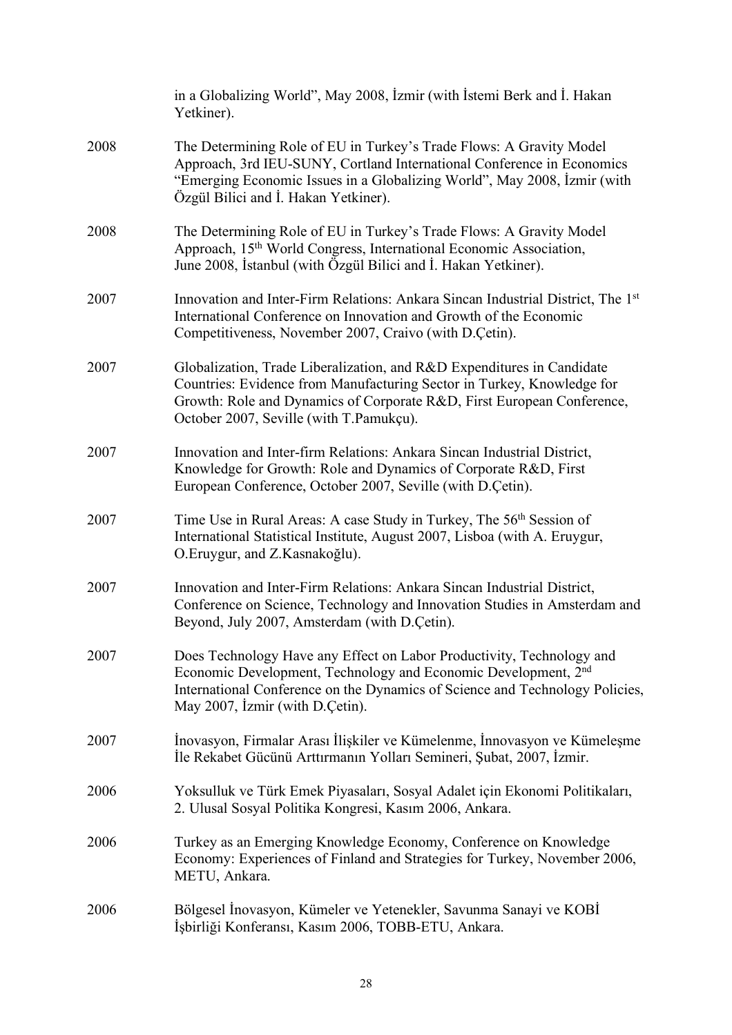in a Globalizing World", May 2008, İzmir (with İstemi Berk and İ. Hakan Yetkiner).

2008 The Determining Role of EU in Turkey's Trade Flows: A Gravity Model Approach, 3rd IEU-SUNY, Cortland International Conference in Economics "Emerging Economic Issues in a Globalizing World", May 2008, İzmir (with Özgül Bilici and İ. Hakan Yetkiner).

2008 The Determining Role of EU in Turkey's Trade Flows: A Gravity Model Approach, 15th World Congress, International Economic Association, June 2008, İstanbul (with Özgül Bilici and İ. Hakan Yetkiner).

2007 Innovation and Inter-Firm Relations: Ankara Sincan Industrial District, The 1st International Conference on Innovation and Growth of the Economic Competitiveness, November 2007, Craivo (with D.Çetin).

2007 Globalization, Trade Liberalization, and R&D Expenditures in Candidate Countries: Evidence from Manufacturing Sector in Turkey, Knowledge for Growth: Role and Dynamics of Corporate R&D, First European Conference, October 2007, Seville (with T.Pamukçu).

2007 Innovation and Inter-firm Relations: Ankara Sincan Industrial District, Knowledge for Growth: Role and Dynamics of Corporate R&D, First European Conference, October 2007, Seville (with D.Çetin).

2007 Time Use in Rural Areas: A case Study in Turkey, The 56th Session of International Statistical Institute, August 2007, Lisboa (with A. Eruygur, O.Eruygur, and Z.Kasnakoğlu).

2007 Innovation and Inter-Firm Relations: Ankara Sincan Industrial District, Conference on Science, Technology and Innovation Studies in Amsterdam and Beyond, July 2007, Amsterdam (with D.Çetin).

2007 Does Technology Have any Effect on Labor Productivity, Technology and Economic Development, Technology and Economic Development, 2nd International Conference on the Dynamics of Science and Technology Policies, May 2007, İzmir (with D.Çetin).

2007 İnovasyon, Firmalar Arası İlişkiler ve Kümelenme, İnnovasyon ve Kümeleşme İle Rekabet Gücünü Arttırmanın Yolları Semineri, Şubat, 2007, İzmir.

2006 Yoksulluk ve Türk Emek Piyasaları, Sosyal Adalet için Ekonomi Politikaları, 2. Ulusal Sosyal Politika Kongresi, Kasım 2006, Ankara.

2006 Turkey as an Emerging Knowledge Economy, Conference on Knowledge Economy: Experiences of Finland and Strategies for Turkey, November 2006, METU, Ankara.

2006 Bölgesel İnovasyon, Kümeler ve Yetenekler, Savunma Sanayi ve KOBİ İşbirliği Konferansı, Kasım 2006, TOBB-ETU, Ankara.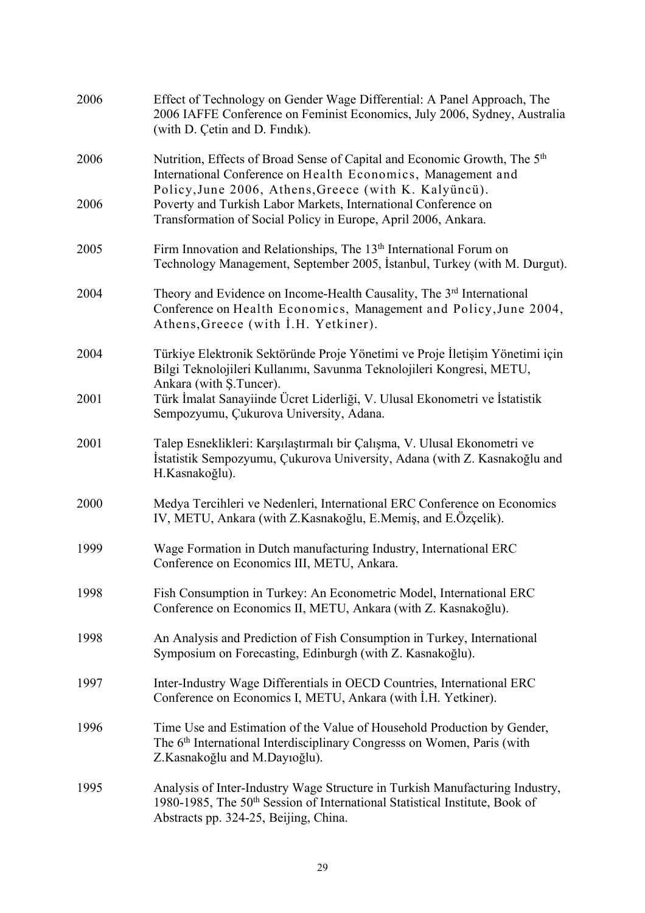2006 Effect of Technology on Gender Wage Differential: A Panel Approach, The 2006 IAFFE Conference on Feminist Economics, July 2006, Sydney, Australia (with D. Çetin and D. Fındık).

2006 Nutrition, Effects of Broad Sense of Capital and Economic Growth, The 5th International Conference on Health Economics, Management and Policy, June 2006, Athens, Greece (with K. Kalyüncü).

2006 Poverty and Turkish Labor Markets, International Conference on Transformation of Social Policy in Europe, April 2006, Ankara.

2005 Firm Innovation and Relationships, The 13th International Forum on Technology Management, September 2005, İstanbul, Turkey (with M. Durgut).

2004 Theory and Evidence on Income-Health Causality, The 3rd International Conference on Health Economics, Management and Policy, June 2004, Athens, Greece (with İ.H. Yetkiner).

2004 Türkiye Elektronik Sektöründe Proje Yönetimi ve Proje İletişim Yönetimi için Bilgi Teknolojileri Kullanımı, Savunma Teknolojileri Kongresi, METU, Ankara (with Ş.Tuncer).

2001 Türk İmalat Sanayiinde Ücret Liderliği, V. Ulusal Ekonometri ve İstatistik Sempozyumu, Çukurova University, Adana.

2001 Talep Esneklikleri: Karşılaştırmalı bir Çalışma, V. Ulusal Ekonometri ve İstatistik Sempozyumu, Çukurova University, Adana (with Z. Kasnakoğlu and H.Kasnakoğlu).

2000 Medya Tercihleri ve Nedenleri, International ERC Conference on Economics IV, METU, Ankara (with Z.Kasnakoğlu, E.Memiş, and E.Özçelik).

1999 Wage Formation in Dutch manufacturing Industry, International ERC Conference on Economics III, METU, Ankara.

1998 Fish Consumption in Turkey: An Econometric Model, International ERC Conference on Economics II, METU, Ankara (with Z. Kasnakoğlu).

1998 An Analysis and Prediction of Fish Consumption in Turkey, International Symposium on Forecasting, Edinburgh (with Z. Kasnakoğlu).

1997 Inter-Industry Wage Differentials in OECD Countries, International ERC Conference on Economics I, METU, Ankara (with İ.H. Yetkiner).

1996 Time Use and Estimation of the Value of Household Production by Gender, The 6th International Interdisciplinary Congresss on Women, Paris (with Z.Kasnakoğlu and M.Dayıoğlu).

1995 Analysis of Inter-Industry Wage Structure in Turkish Manufacturing Industry, 1980-1985, The 50th Session of International Statistical Institute, Book of Abstracts pp. 324-25, Beijing, China.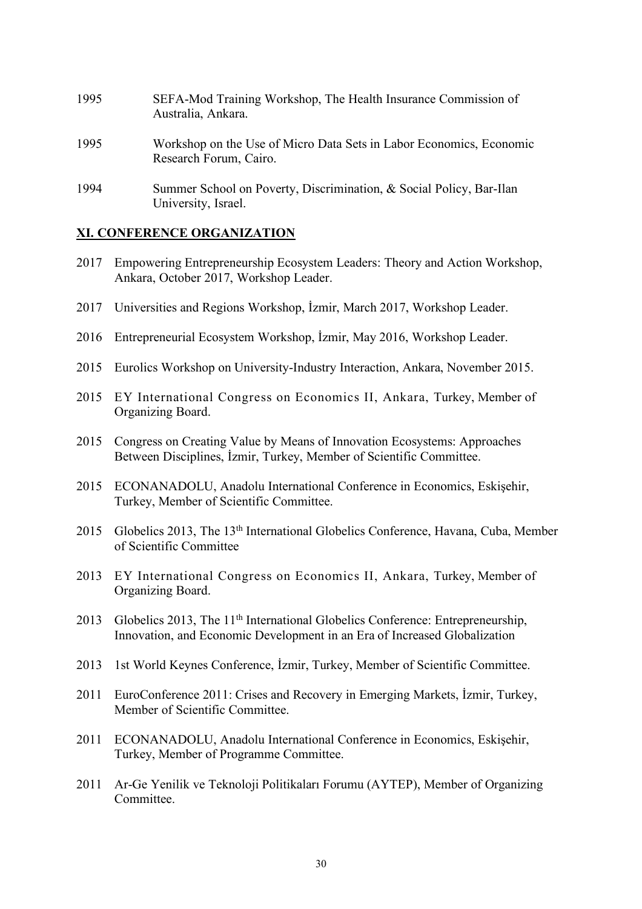1995 SEFA-Mod Training Workshop, The Health Insurance Commission of Australia, Ankara.

1995 Workshop on the Use of Micro Data Sets in Labor Economics, Economic Research Forum, Cairo.

1994 Summer School on Poverty, Discrimination, & Social Policy, Bar-Ilan University, Israel.

## XI. CONFERENCE ORGANIZATION

2017 Empowering Entrepreneurship Ecosystem Leaders: Theory and Action Workshop, Ankara, October 2017, Workshop Leader.

2017 Universities and Regions Workshop, İzmir, March 2017, Workshop Leader.

2016 Entrepreneurial Ecosystem Workshop, İzmir, May 2016, Workshop Leader.

2015 Eurolics Workshop on University-Industry Interaction, Ankara, November 2015.

2015 EY International Congress on Economics II, Ankara, Turkey, Member of Organizing Board.

2015 Congress on Creating Value by Means of Innovation Ecosystems: Approaches Between Disciplines, İzmir, Turkey, Member of Scientific Committee.

2015 ECONANADOLU, Anadolu International Conference in Economics, Eskişehir, Turkey, Member of Scientific Committee.

2015 Globelics 2013, The 13th International Globelics Conference, Havana, Cuba, Member of Scientific Committee

2013 EY International Congress on Economics II, Ankara, Turkey, Member of Organizing Board.

2013 Globelics 2013, The 11th International Globelics Conference: Entrepreneurship, Innovation, and Economic Development in an Era of Increased Globalization

2013 1st World Keynes Conference, İzmir, Turkey, Member of Scientific Committee.

2011 EuroConference 2011: Crises and Recovery in Emerging Markets, İzmir, Turkey, Member of Scientific Committee.

2011 ECONANADOLU, Anadolu International Conference in Economics, Eskişehir, Turkey, Member of Programme Committee.

2011 Ar-Ge Yenilik ve Teknoloji Politikaları Forumu (AYTEP), Member of Organizing Committee.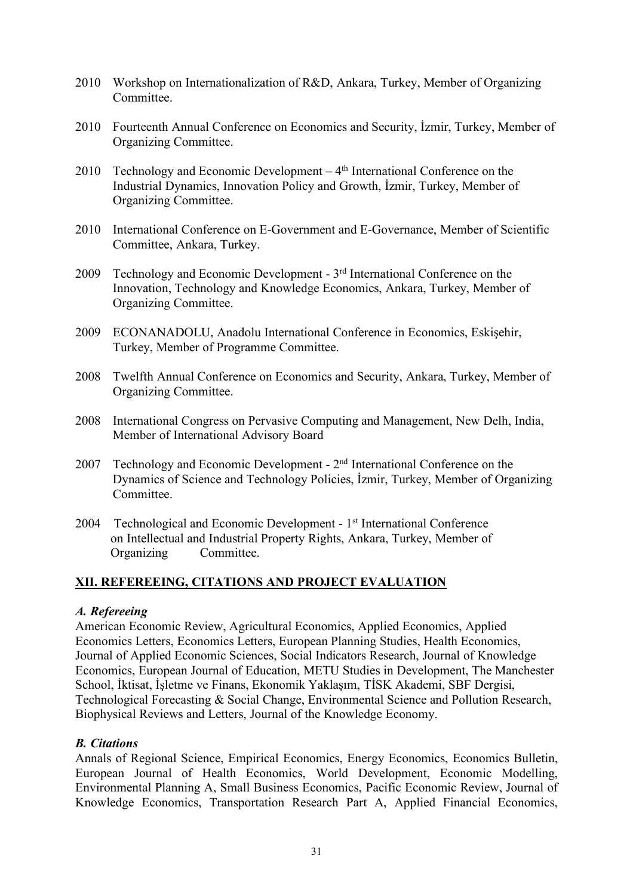2010 Workshop on Internationalization of R&D, Ankara, Turkey, Member of Organizing Committee.

2010 Fourteenth Annual Conference on Economics and Security, İzmir, Turkey, Member of Organizing Committee.

2010 Technology and Economic Development – 4th International Conference on the Industrial Dynamics, Innovation Policy and Growth, İzmir, Turkey, Member of Organizing Committee.

2010 International Conference on E-Government and E-Governance, Member of Scientific Committee, Ankara, Turkey.

2009 Technology and Economic Development - 3rd International Conference on the Innovation, Technology and Knowledge Economics, Ankara, Turkey, Member of Organizing Committee.

2009 ECONANADOLU, Anadolu International Conference in Economics, Eskişehir, Turkey, Member of Programme Committee.

2008 Twelfth Annual Conference on Economics and Security, Ankara, Turkey, Member of Organizing Committee.

2008 International Congress on Pervasive Computing and Management, New Delh, India, Member of International Advisory Board

2007 Technology and Economic Development - 2nd International Conference on the Dynamics of Science and Technology Policies, İzmir, Turkey, Member of Organizing Committee.

2004 Technological and Economic Development - 1st International Conference on Intellectual and Industrial Property Rights, Ankara, Turkey, Member of Organizing Committee.

## XII. REFEREEING, CITATIONS AND PROJECT EVALUATION

### *A. Refereeing*

American Economic Review, Agricultural Economics, Applied Economics, Applied Economics Letters, Economics Letters, European Planning Studies, Health Economics, Journal of Applied Economic Sciences, Social Indicators Research, Journal of Knowledge Economics, European Journal of Education, METU Studies in Development, The Manchester School, İktisat, İşletme ve Finans, Ekonomik Yaklaşım, TİSK Akademi, SBF Dergisi, Technological Forecasting & Social Change, Environmental Science and Pollution Research, Biophysical Reviews and Letters, Journal of the Knowledge Economy.

### *B. Citations*

Annals of Regional Science, Empirical Economics, Energy Economics, Economics Bulletin, European Journal of Health Economics, World Development, Economic Modelling, Environmental Planning A, Small Business Economics, Pacific Economic Review, Journal of Knowledge Economics, Transportation Research Part A, Applied Financial Economics,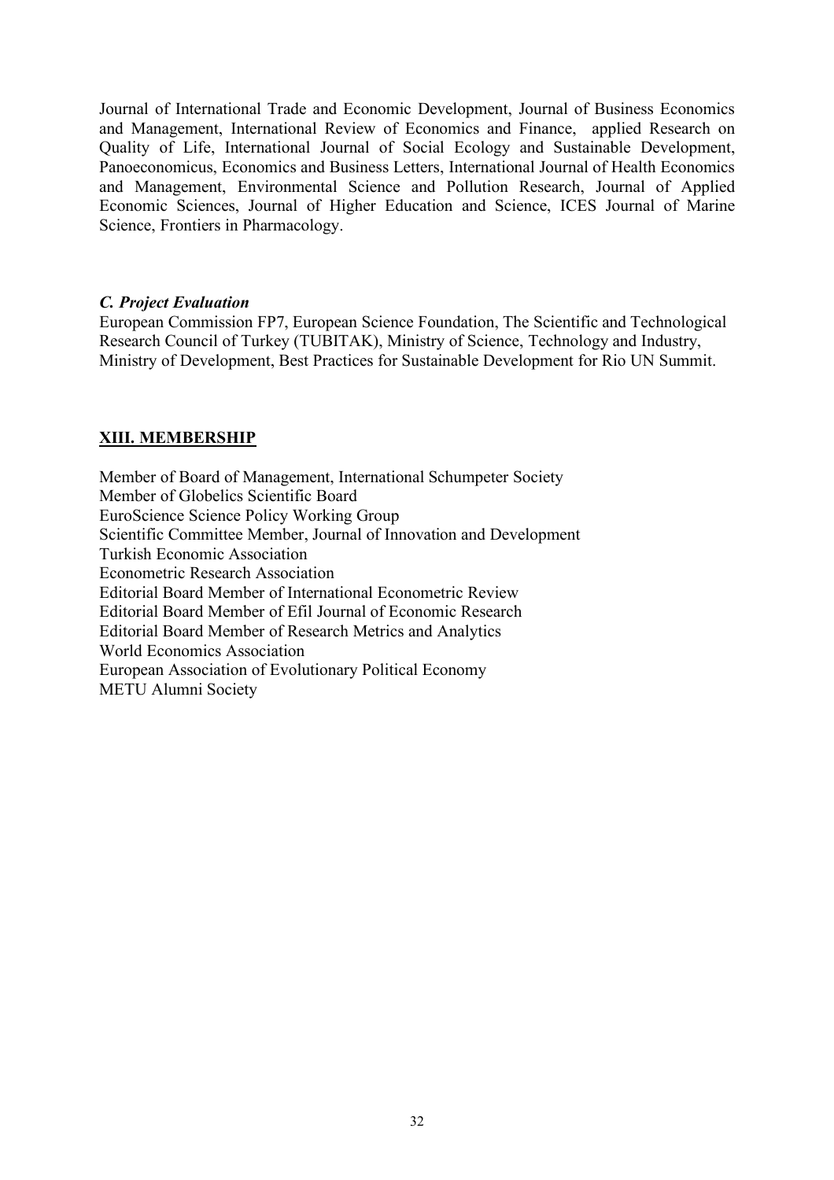Journal of International Trade and Economic Development, Journal of Business Economics and Management, International Review of Economics and Finance, applied Research on Quality of Life, International Journal of Social Ecology and Sustainable Development, Panoeconomicus, Economics and Business Letters, International Journal of Health Economics and Management, Environmental Science and Pollution Research, Journal of Applied Economic Sciences, Journal of Higher Education and Science, ICES Journal of Marine Science, Frontiers in Pharmacology.

### *C. Project Evaluation*

European Commission FP7, European Science Foundation, The Scientific and Technological Research Council of Turkey (TUBITAK), Ministry of Science, Technology and Industry, Ministry of Development, Best Practices for Sustainable Development for Rio UN Summit.

## XIII. MEMBERSHIP

Member of Board of Management, International Schumpeter Society
Member of Globelics Scientific Board
EuroScience Science Policy Working Group
Scientific Committee Member, Journal of Innovation and Development
Turkish Economic Association
Econometric Research Association
Editorial Board Member of International Econometric Review
Editorial Board Member of Efil Journal of Economic Research
Editorial Board Member of Research Metrics and Analytics
World Economics Association
European Association of Evolutionary Political Economy
METU Alumni Society